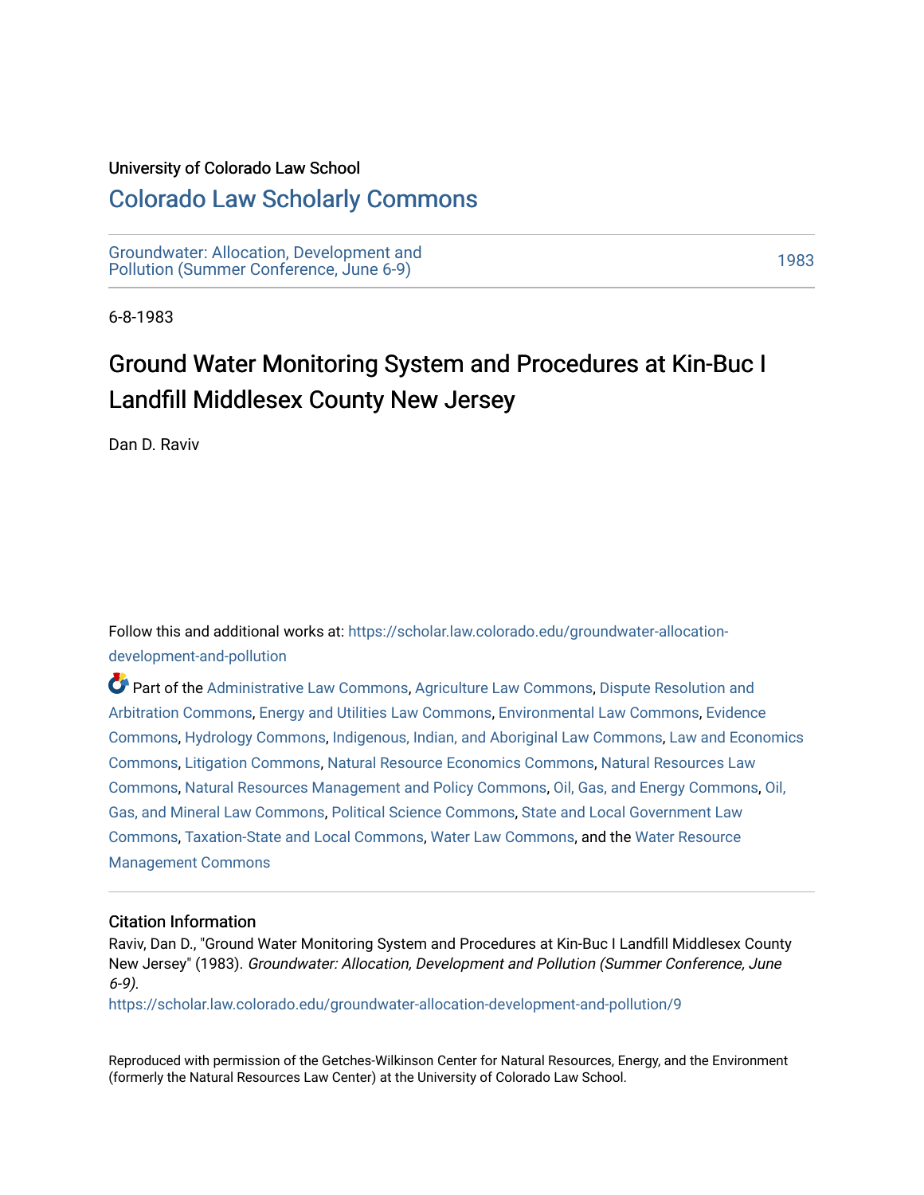University of Colorado Law School

# Colorado Law Scholarly Commons

Groundwater: Allocation, Development and Pollution (Summer Conference, June 6-9)

1983

6-8-1983

# Ground Water Monitoring System and Procedures at Kin-Buc I Landfill Middlesex County New Jersey

Dan D. Raviv

Follow this and additional works at: https://scholar.law.colorado.edu/groundwater-allocation-development-and-pollution

Part of the Administrative Law Commons, Agriculture Law Commons, Dispute Resolution and Arbitration Commons, Energy and Utilities Law Commons, Environmental Law Commons, Evidence Commons, Hydrology Commons, Indigenous, Indian, and Aboriginal Law Commons, Law and Economics Commons, Litigation Commons, Natural Resource Economics Commons, Natural Resources Law Commons, Natural Resources Management and Policy Commons, Oil, Gas, and Energy Commons, Oil, Gas, and Mineral Law Commons, Political Science Commons, State and Local Government Law Commons, Taxation-State and Local Commons, Water Law Commons, and the Water Resource Management Commons

## Citation Information

Raviv, Dan D., "Ground Water Monitoring System and Procedures at Kin-Buc I Landfill Middlesex County New Jersey" (1983). *Groundwater: Allocation, Development and Pollution (Summer Conference, June 6-9).*
https://scholar.law.colorado.edu/groundwater-allocation-development-and-pollution/9

Reproduced with permission of the Getches-Wilkinson Center for Natural Resources, Energy, and the Environment (formerly the Natural Resources Law Center) at the University of Colorado Law School.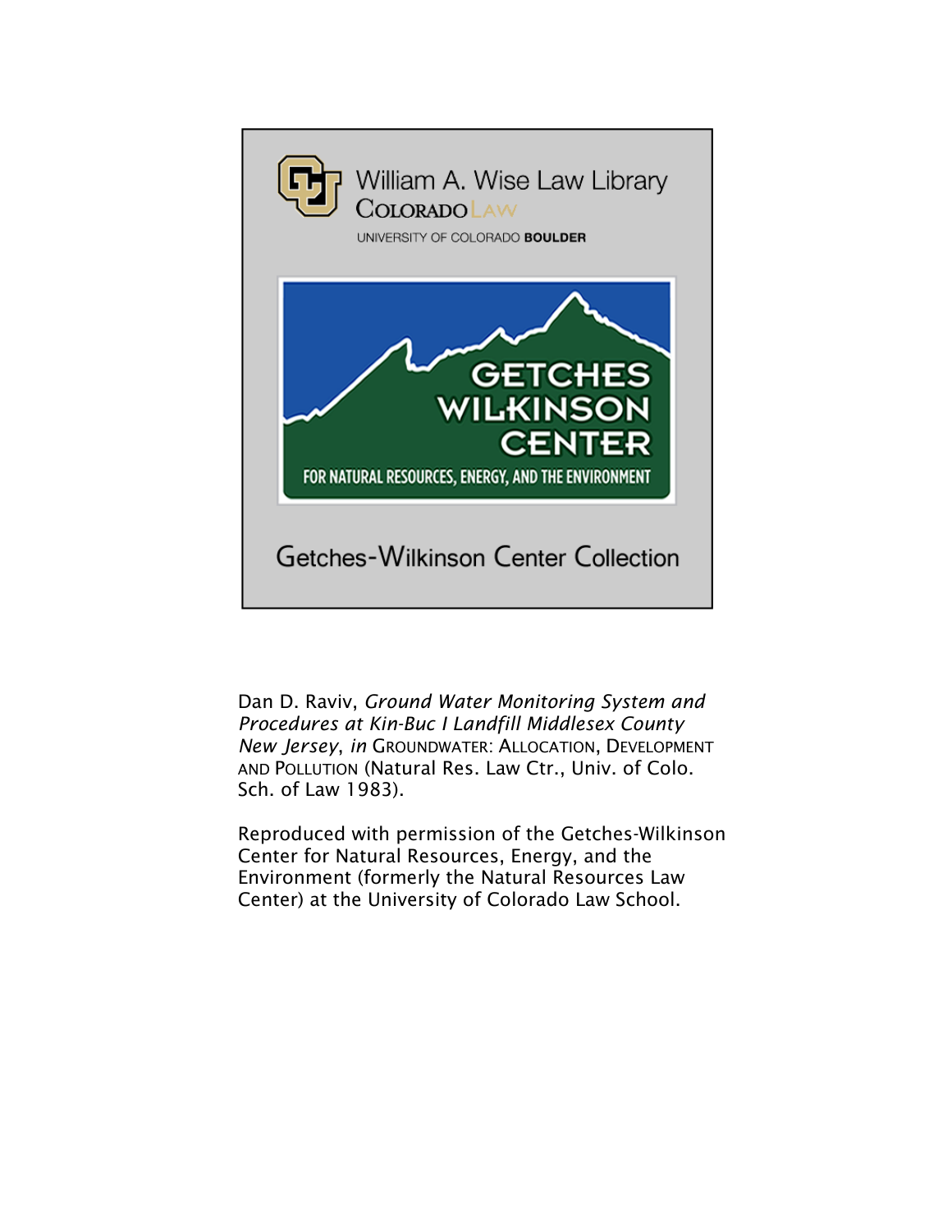William A. Wise Law Library
COLORADO LAW
UNIVERSITY OF COLORADO BOULDER

GETCHES WILKINSON CENTER
FOR NATURAL RESOURCES, ENERGY, AND THE ENVIRONMENT

Getches-Wilkinson Center Collection

Dan D. Raviv, *Ground Water Monitoring System and Procedures at Kin-Buc I Landfill Middlesex County New Jersey*, *in* GROUNDWATER: ALLOCATION, DEVELOPMENT AND POLLUTION (Natural Res. Law Ctr., Univ. of Colo. Sch. of Law 1983).

Reproduced with permission of the Getches-Wilkinson Center for Natural Resources, Energy, and the Environment (formerly the Natural Resources Law Center) at the University of Colorado Law School.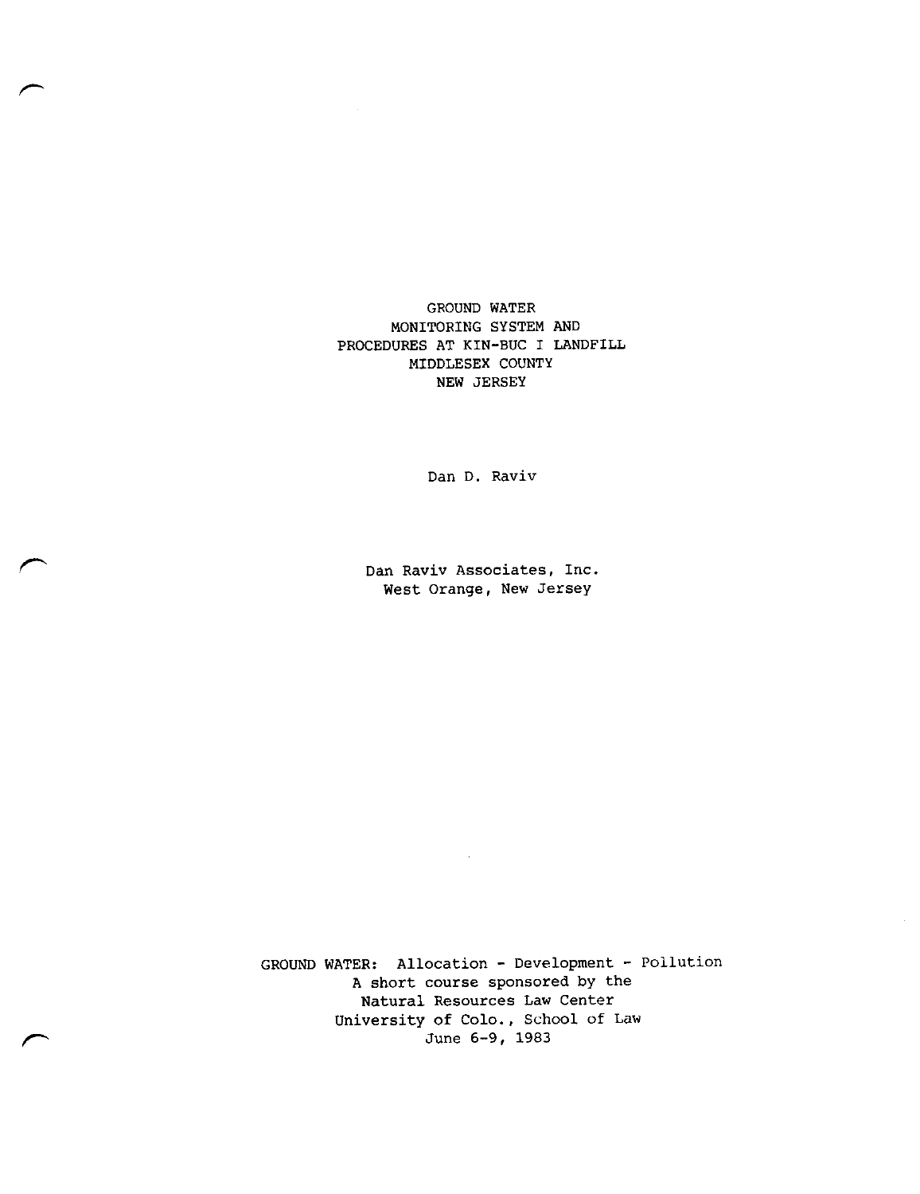# GROUND WATER MONITORING SYSTEM AND PROCEDURES AT KIN-BUC I LANDFILL MIDDLESEX COUNTY NEW JERSEY

Dan D. Raviv

Dan Raviv Associates, Inc.
West Orange, New Jersey

GROUND WATER: Allocation - Development - Pollution
A short course sponsored by the
Natural Resources Law Center
University of Colo., School of Law
June 6-9, 1983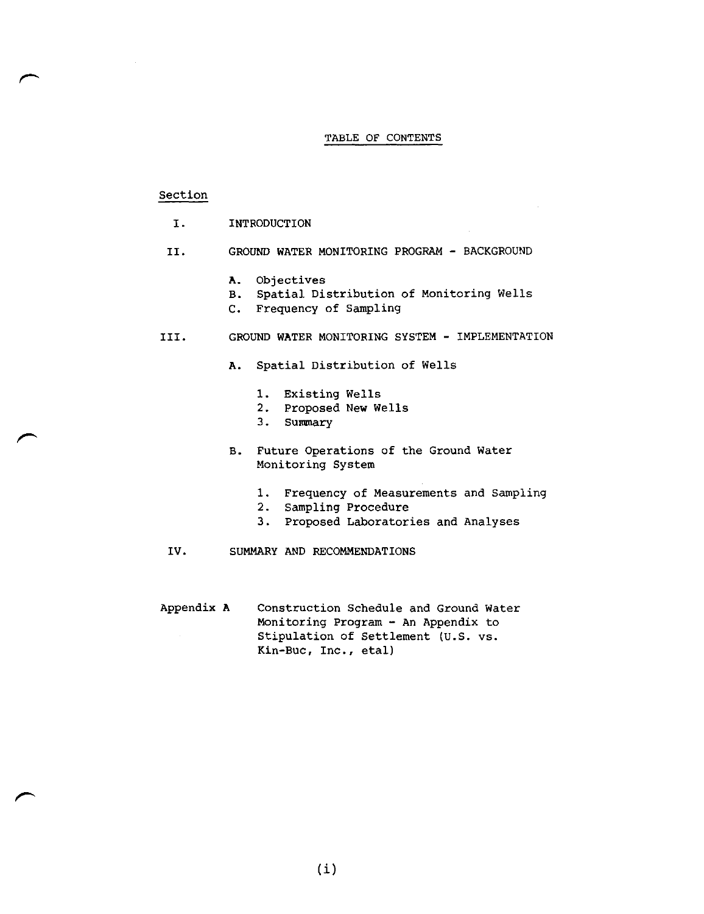# TABLE OF CONTENTS

Section

I. INTRODUCTION

II. GROUND WATER MONITORING PROGRAM - BACKGROUND

- A. Objectives
- B. Spatial Distribution of Monitoring Wells
- C. Frequency of Sampling

III. GROUND WATER MONITORING SYSTEM - IMPLEMENTATION

- A. Spatial Distribution of Wells
  1. Existing Wells
  2. Proposed New Wells
  3. Summary
- B. Future Operations of the Ground Water Monitoring System
  1. Frequency of Measurements and Sampling
  2. Sampling Procedure
  3. Proposed Laboratories and Analyses

IV. SUMMARY AND RECOMMENDATIONS

Appendix A Construction Schedule and Ground Water Monitoring Program - An Appendix to Stipulation of Settlement (U.S. vs. Kin-Buc, Inc., etal)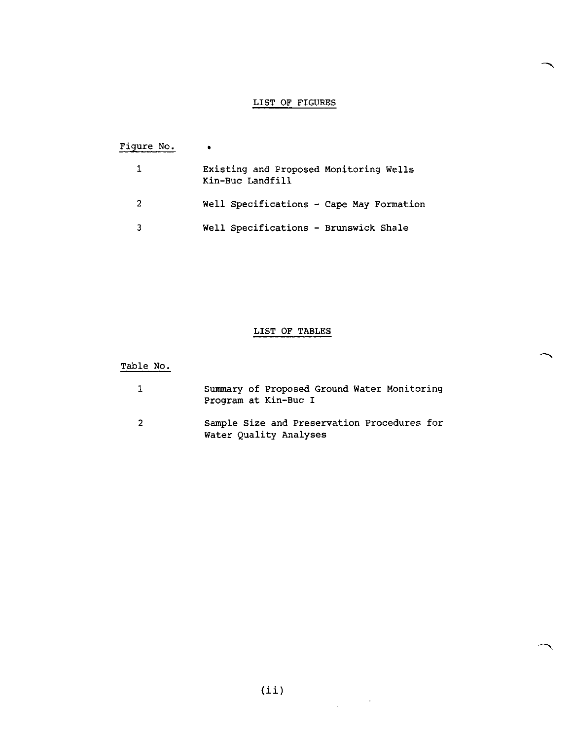## LIST OF FIGURES

| Figure No. | |
|---|---|
| 1 | Existing and Proposed Monitoring Wells Kin-Buc Landfill |
| 2 | Well Specifications - Cape May Formation |
| 3 | Well Specifications - Brunswick Shale |

## LIST OF TABLES

| Table No. | |
|---|---|
| 1 | Summary of Proposed Ground Water Monitoring Program at Kin-Buc I |
| 2 | Sample Size and Preservation Procedures for Water Quality Analyses |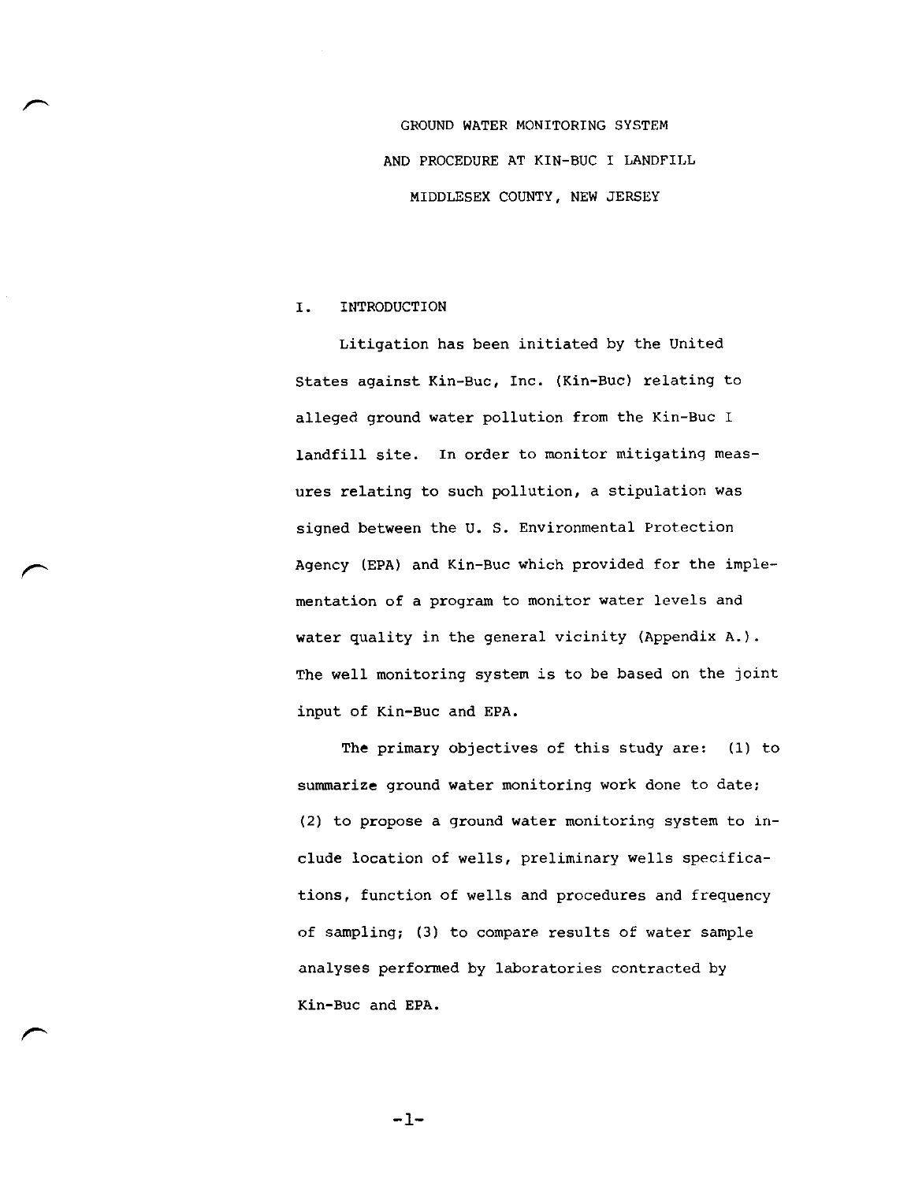# GROUND WATER MONITORING SYSTEM AND PROCEDURE AT KIN-BUC I LANDFILL MIDDLESEX COUNTY, NEW JERSEY

## I. INTRODUCTION

Litigation has been initiated by the United States against Kin-Buc, Inc. (Kin-Buc) relating to alleged ground water pollution from the Kin-Buc I landfill site. In order to monitor mitigating measures relating to such pollution, a stipulation was signed between the U. S. Environmental Protection Agency (EPA) and Kin-Buc which provided for the implementation of a program to monitor water levels and water quality in the general vicinity (Appendix A.). The well monitoring system is to be based on the joint input of Kin-Buc and EPA.

The primary objectives of this study are: (1) to summarize ground water monitoring work done to date; (2) to propose a ground water monitoring system to include location of wells, preliminary wells specifications, function of wells and procedures and frequency of sampling; (3) to compare results of water sample analyses performed by laboratories contracted by Kin-Buc and EPA.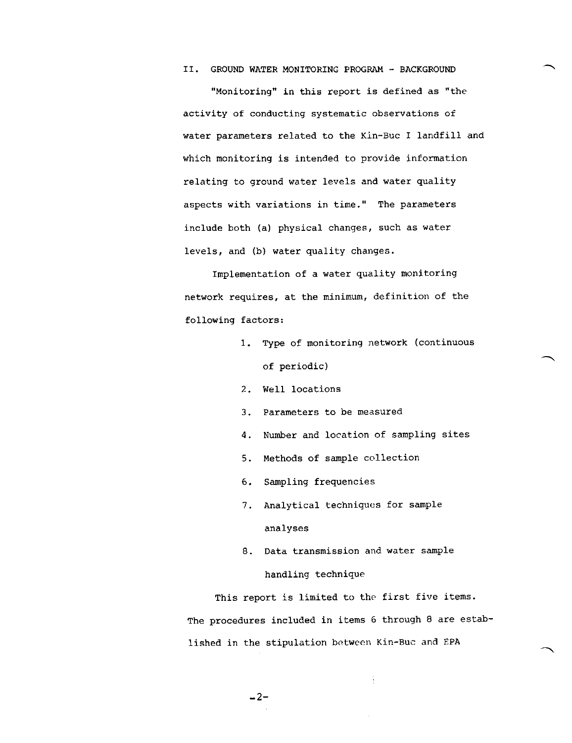## II. GROUND WATER MONITORING PROGRAM - BACKGROUND

"Monitoring" in this report is defined as "the activity of conducting systematic observations of water parameters related to the Kin-Buc I landfill and which monitoring is intended to provide information relating to ground water levels and water quality aspects with variations in time." The parameters include both (a) physical changes, such as water levels, and (b) water quality changes.

Implementation of a water quality monitoring network requires, at the minimum, definition of the following factors:

1. Type of monitoring network (continuous of periodic)
2. Well locations
3. Parameters to be measured
4. Number and location of sampling sites
5. Methods of sample collection
6. Sampling frequencies
7. Analytical techniques for sample analyses
8. Data transmission and water sample handling technique

This report is limited to the first five items. The procedures included in items 6 through 8 are established in the stipulation between Kin-Buc and EPA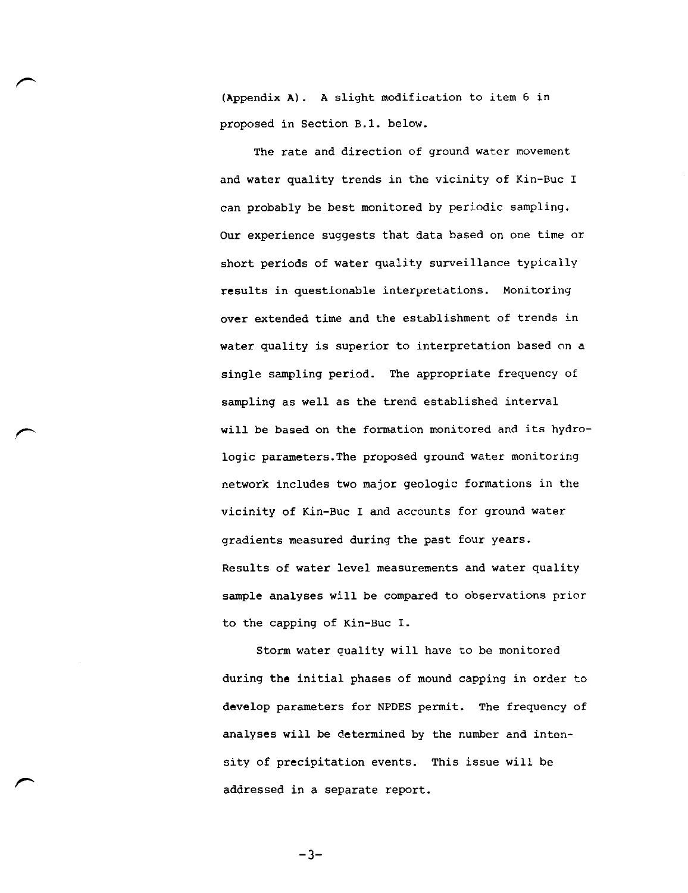(Appendix A). A slight modification to item 6 in proposed in Section B.1. below.

The rate and direction of ground water movement and water quality trends in the vicinity of Kin-Buc I can probably be best monitored by periodic sampling. Our experience suggests that data based on one time or short periods of water quality surveillance typically results in questionable interpretations. Monitoring over extended time and the establishment of trends in water quality is superior to interpretation based on a single sampling period. The appropriate frequency of sampling as well as the trend established interval will be based on the formation monitored and its hydrologic parameters.The proposed ground water monitoring network includes two major geologic formations in the vicinity of Kin-Buc I and accounts for ground water gradients measured during the past four years. Results of water level measurements and water quality sample analyses will be compared to observations prior to the capping of Kin-Buc I.

Storm water quality will have to be monitored during the initial phases of mound capping in order to develop parameters for NPDES permit. The frequency of analyses will be determined by the number and intensity of precipitation events. This issue will be addressed in a separate report.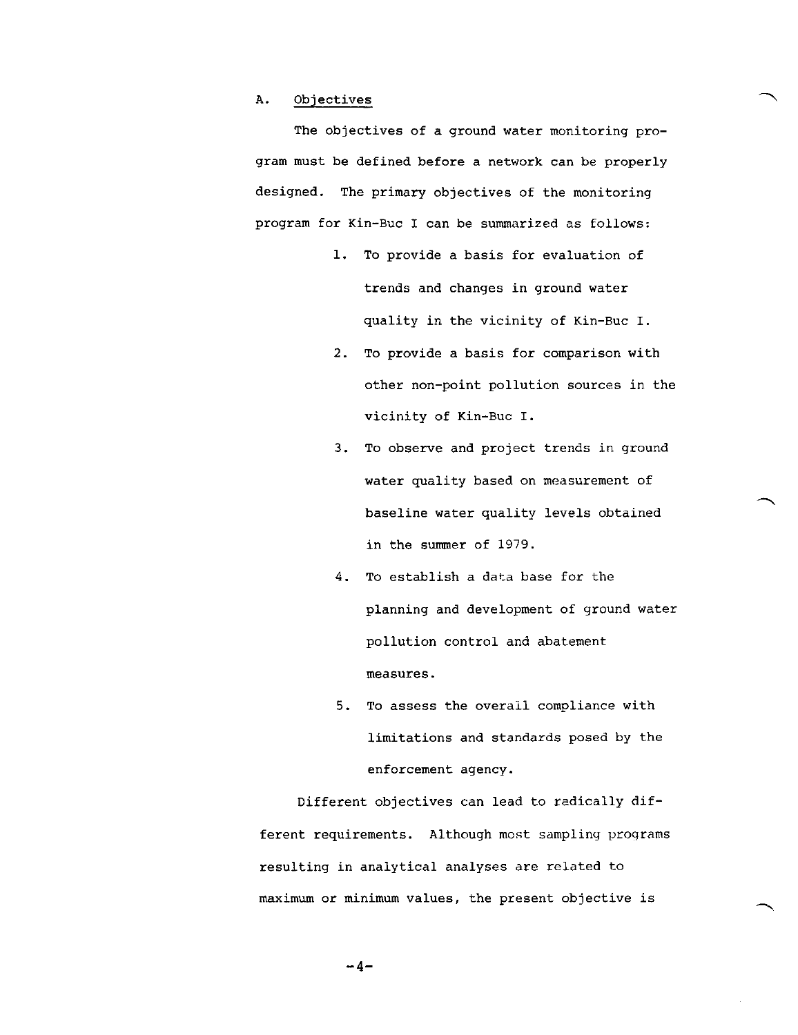## A. Objectives

The objectives of a ground water monitoring program must be defined before a network can be properly designed. The primary objectives of the monitoring program for Kin-Buc I can be summarized as follows:

1. To provide a basis for evaluation of trends and changes in ground water quality in the vicinity of Kin-Buc I.
2. To provide a basis for comparison with other non-point pollution sources in the vicinity of Kin-Buc I.
3. To observe and project trends in ground water quality based on measurement of baseline water quality levels obtained in the summer of 1979.
4. To establish a data base for the planning and development of ground water pollution control and abatement measures.
5. To assess the overall compliance with limitations and standards posed by the enforcement agency.

Different objectives can lead to radically different requirements. Although most sampling programs resulting in analytical analyses are related to maximum or minimum values, the present objective is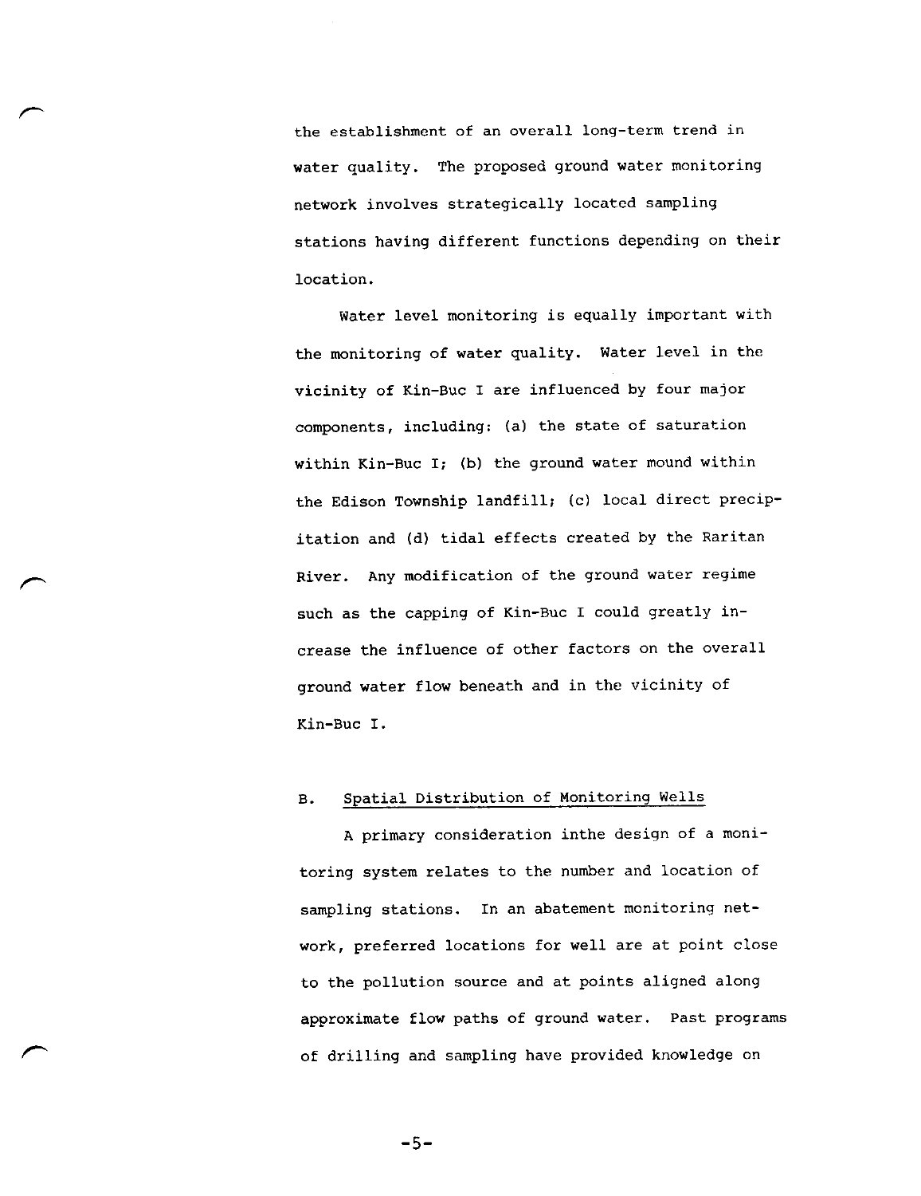the establishment of an overall long-term trend in water quality. The proposed ground water monitoring network involves strategically located sampling stations having different functions depending on their location.

Water level monitoring is equally important with the monitoring of water quality. Water level in the vicinity of Kin-Buc I are influenced by four major components, including: (a) the state of saturation within Kin-Buc I; (b) the ground water mound within the Edison Township landfill; (c) local direct precipitation and (d) tidal effects created by the Raritan River. Any modification of the ground water regime such as the capping of Kin-Buc I could greatly increase the influence of other factors on the overall ground water flow beneath and in the vicinity of Kin-Buc I.

## B. Spatial Distribution of Monitoring Wells

A primary consideration inthe design of a monitoring system relates to the number and location of sampling stations. In an abatement monitoring network, preferred locations for well are at point close to the pollution source and at points aligned along approximate flow paths of ground water. Past programs of drilling and sampling have provided knowledge on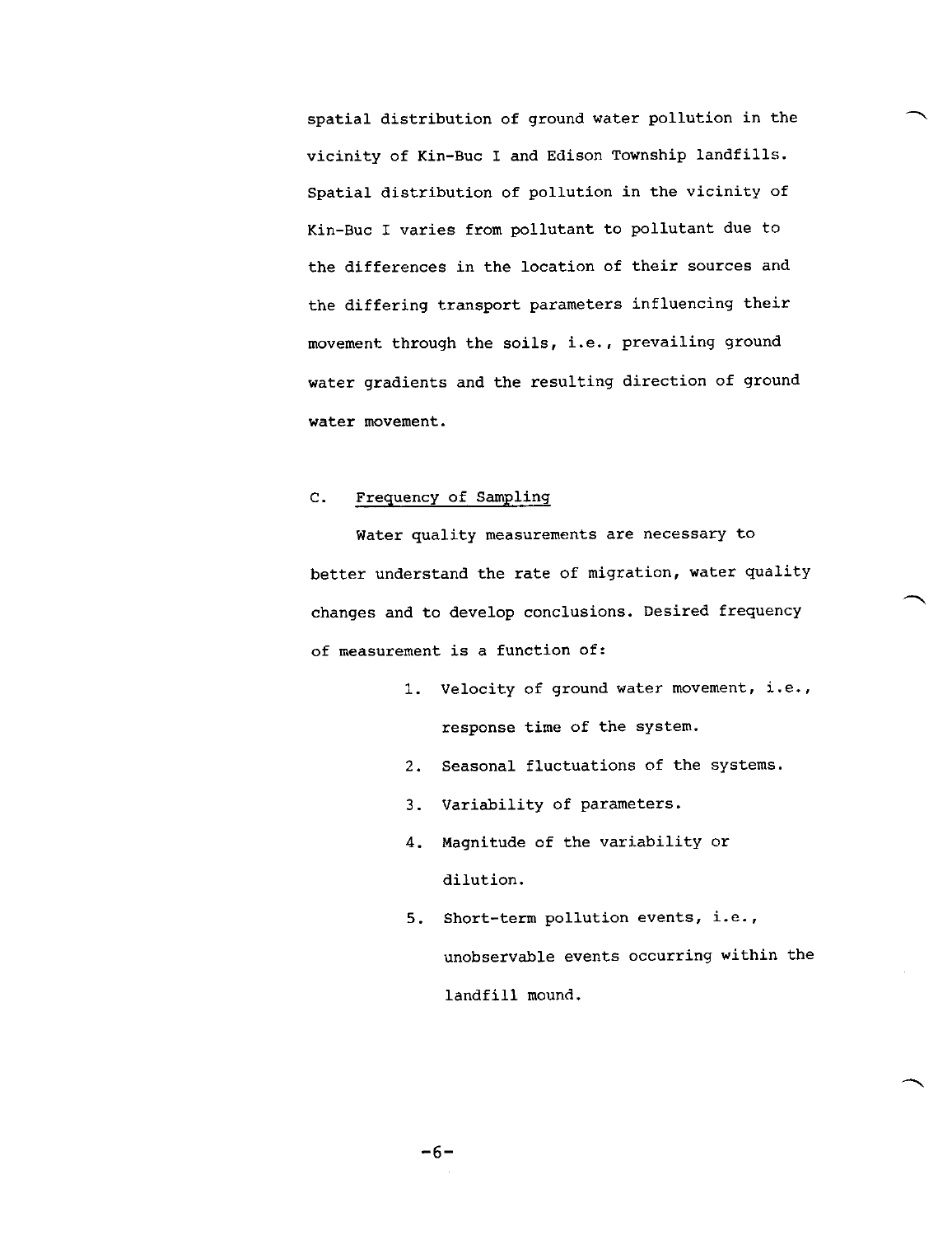spatial distribution of ground water pollution in the vicinity of Kin-Buc I and Edison Township landfills. Spatial distribution of pollution in the vicinity of Kin-Buc I varies from pollutant to pollutant due to the differences in the location of their sources and the differing transport parameters influencing their movement through the soils, i.e., prevailing ground water gradients and the resulting direction of ground water movement.

### C. Frequency of Sampling

Water quality measurements are necessary to better understand the rate of migration, water quality changes and to develop conclusions. Desired frequency of measurement is a function of:

1. Velocity of ground water movement, i.e., response time of the system.
2. Seasonal fluctuations of the systems.
3. Variability of parameters.
4. Magnitude of the variability or dilution.
5. Short-term pollution events, i.e., unobservable events occurring within the landfill mound.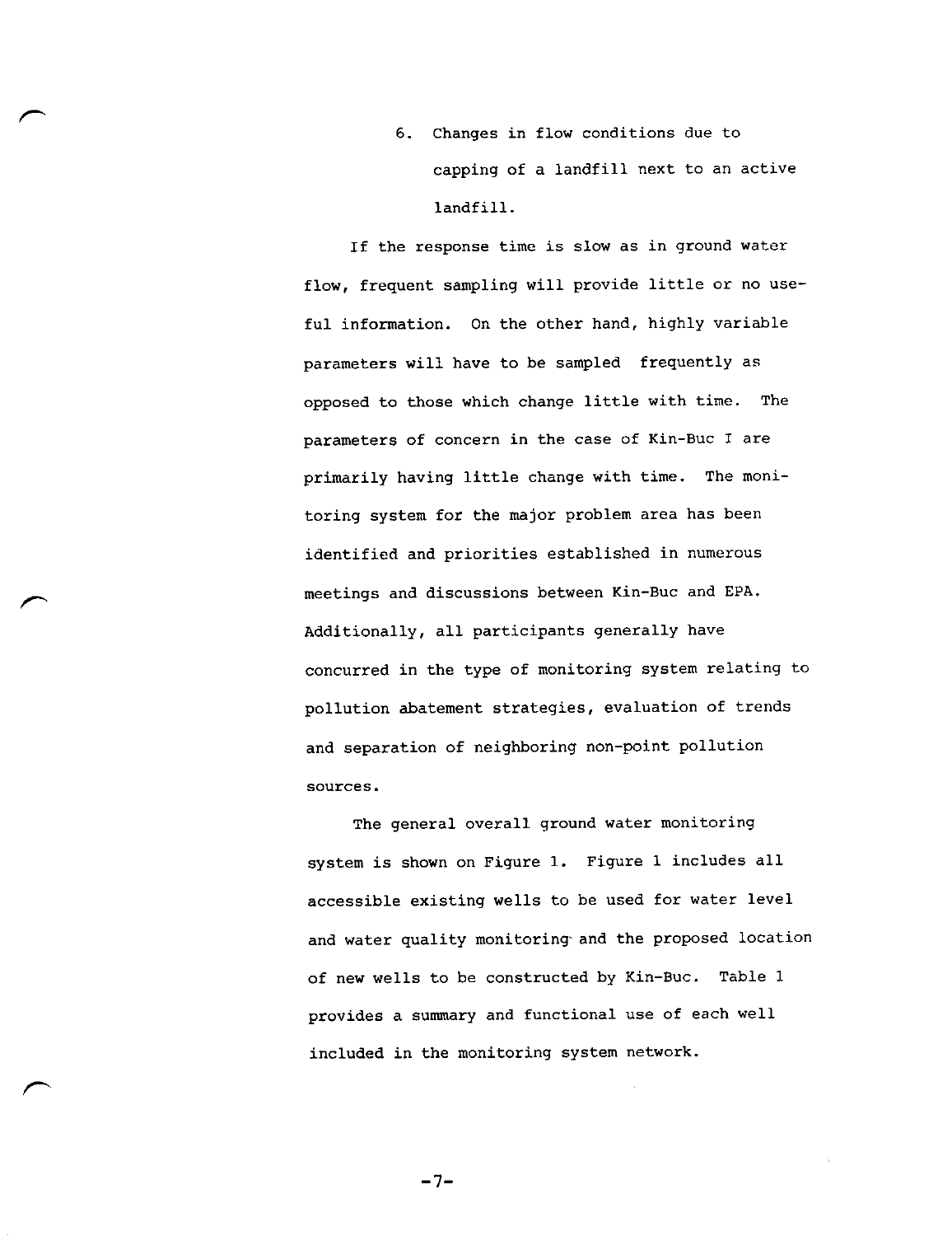6. Changes in flow conditions due to capping of a landfill next to an active landfill.

If the response time is slow as in ground water flow, frequent sampling will provide little or no useful information. On the other hand, highly variable parameters will have to be sampled frequently as opposed to those which change little with time. The parameters of concern in the case of Kin-Buc I are primarily having little change with time. The monitoring system for the major problem area has been identified and priorities established in numerous meetings and discussions between Kin-Buc and EPA. Additionally, all participants generally have concurred in the type of monitoring system relating to pollution abatement strategies, evaluation of trends and separation of neighboring non-point pollution sources.

The general overall ground water monitoring system is shown on Figure 1. Figure 1 includes all accessible existing wells to be used for water level and water quality monitoring and the proposed location of new wells to be constructed by Kin-Buc. Table 1 provides a summary and functional use of each well included in the monitoring system network.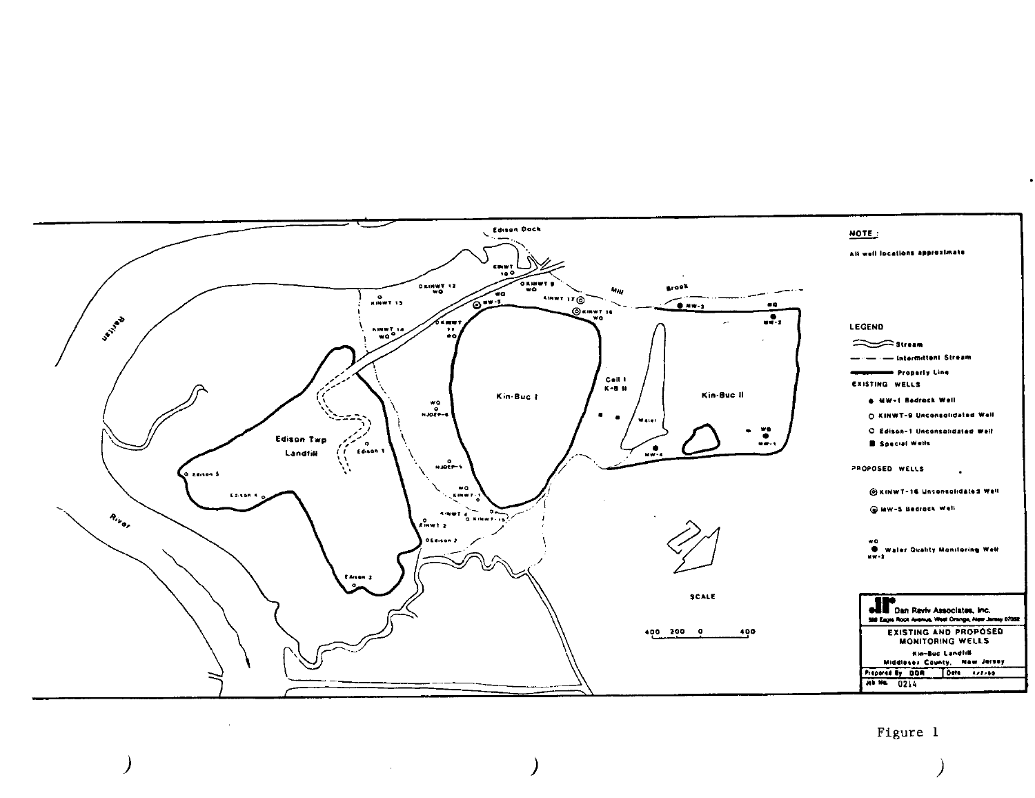**NOTE:**

All well locations approximate

**LEGEND**

- Stream
- Intermittent Stream
- Property Line

EXISTING WELLS

- ● MW-1 Bedrock Well
- ○ KINWT-9 Unconsolidated Well
- ○ Edison-1 Unconsolidated Well
- ■ Special Wells

PROPOSED WELLS

- ◎ KINWT-16 Unconsolidated Well
- ◉ MW-5 Bedrock Well

WQ
● Water Quality Monitoring Well
MW-2

SCALE

400 200 0 400

Dan Raviv Associates, Inc.
388 Eagle Rock Avenue, West Orange, New Jersey 07052

**EXISTING AND PROPOSED MONITORING WELLS**

Kin-Buc Landfill
Middlesex County, New Jersey

| Prepared By DDR | Date 4/7/88 |
| --- | --- |
| Job No. 0214 | |

Figure 1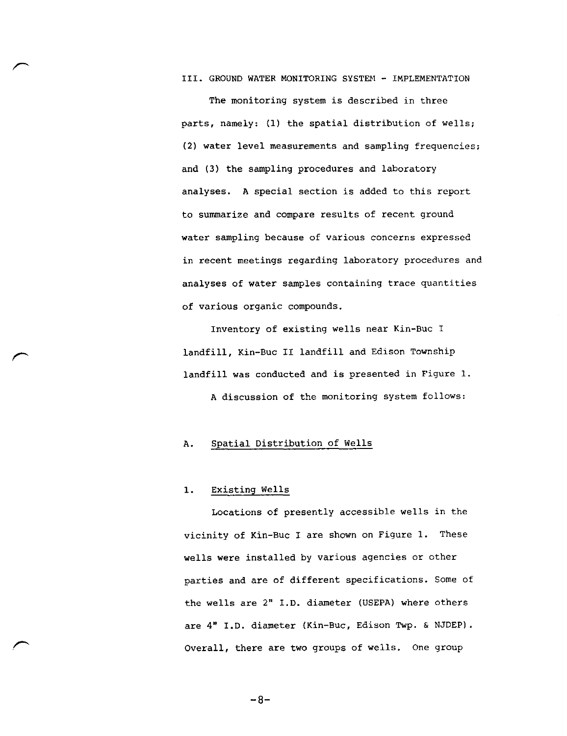## III. GROUND WATER MONITORING SYSTEM - IMPLEMENTATION

The monitoring system is described in three parts, namely: (1) the spatial distribution of wells; (2) water level measurements and sampling frequencies; and (3) the sampling procedures and laboratory analyses. A special section is added to this report to summarize and compare results of recent ground water sampling because of various concerns expressed in recent meetings regarding laboratory procedures and analyses of water samples containing trace quantities of various organic compounds.

Inventory of existing wells near Kin-Buc I landfill, Kin-Buc II landfill and Edison Township landfill was conducted and is presented in Figure 1.

A discussion of the monitoring system follows:

### A. Spatial Distribution of Wells

#### 1. Existing Wells

Locations of presently accessible wells in the vicinity of Kin-Buc I are shown on Figure 1. These wells were installed by various agencies or other parties and are of different specifications. Some of the wells are 2" I.D. diameter (USEPA) where others are 4" I.D. diameter (Kin-Buc, Edison Twp. & NJDEP). Overall, there are two groups of wells. One group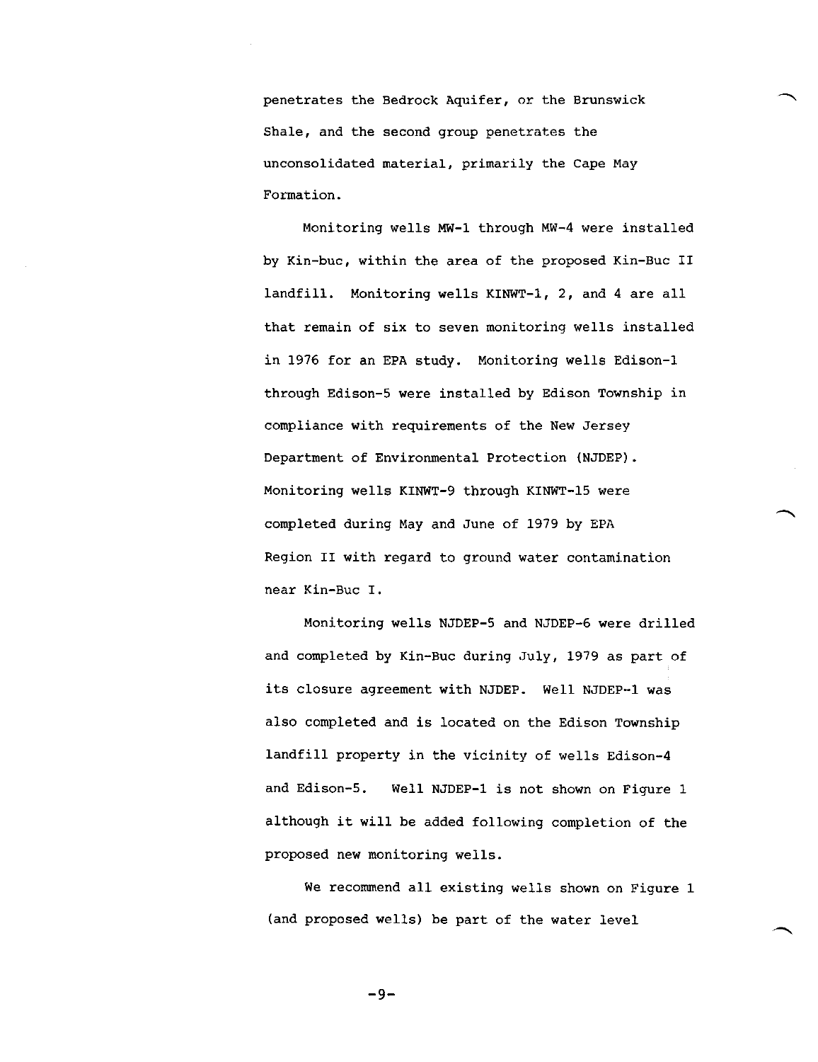penetrates the Bedrock Aquifer, or the Brunswick Shale, and the second group penetrates the unconsolidated material, primarily the Cape May Formation.

Monitoring wells MW-1 through MW-4 were installed by Kin-buc, within the area of the proposed Kin-Buc II landfill. Monitoring wells KINWT-1, 2, and 4 are all that remain of six to seven monitoring wells installed in 1976 for an EPA study. Monitoring wells Edison-1 through Edison-5 were installed by Edison Township in compliance with requirements of the New Jersey Department of Environmental Protection (NJDEP). Monitoring wells KINWT-9 through KINWT-15 were completed during May and June of 1979 by EPA Region II with regard to ground water contamination near Kin-Buc I.

Monitoring wells NJDEP-5 and NJDEP-6 were drilled and completed by Kin-Buc during July, 1979 as part of its closure agreement with NJDEP. Well NJDEP-1 was also completed and is located on the Edison Township landfill property in the vicinity of wells Edison-4 and Edison-5. Well NJDEP-1 is not shown on Figure 1 although it will be added following completion of the proposed new monitoring wells.

We recommend all existing wells shown on Figure 1 (and proposed wells) be part of the water level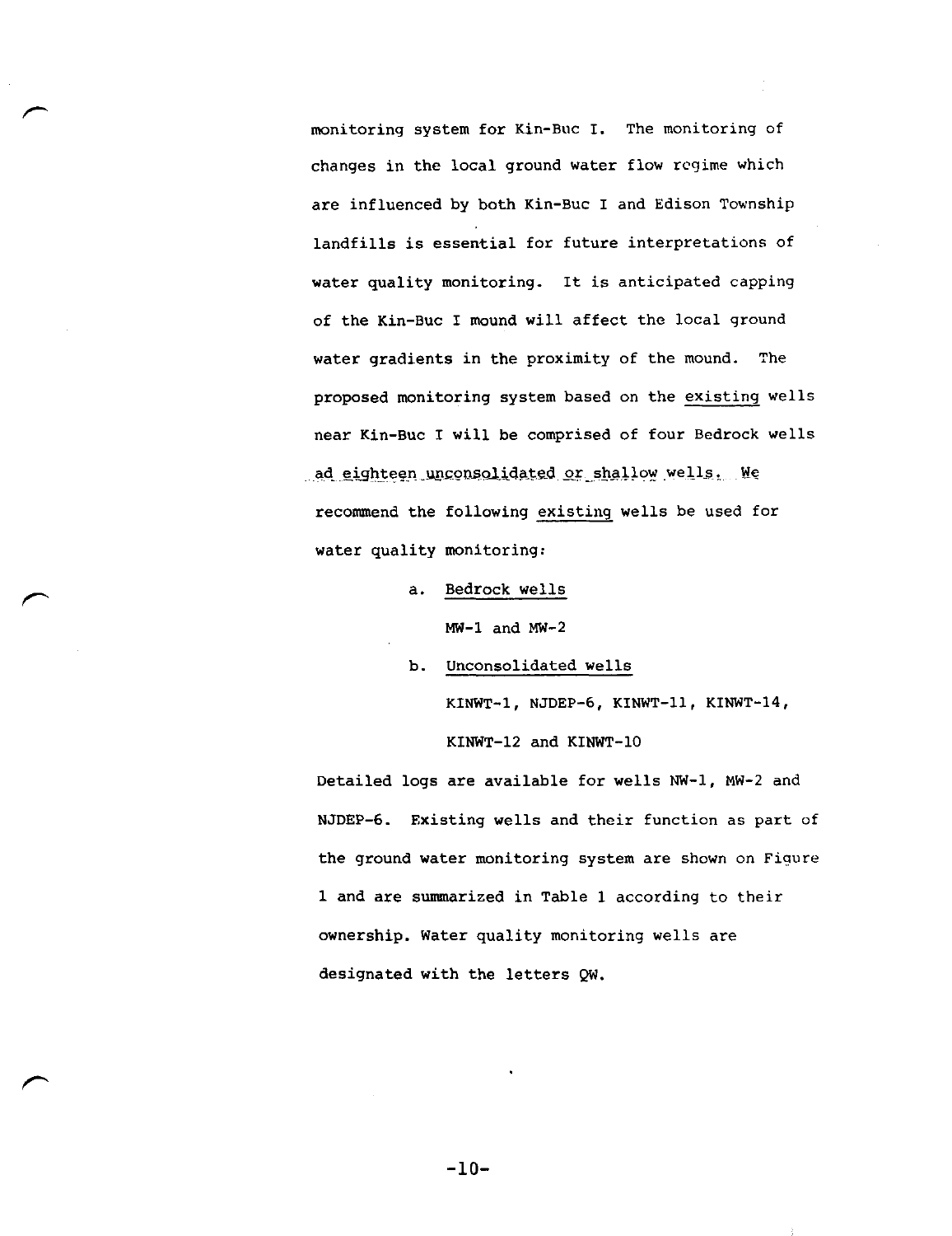monitoring system for Kin-Buc I. The monitoring of changes in the local ground water flow regime which are influenced by both Kin-Buc I and Edison Township landfills is essential for future interpretations of water quality monitoring. It is anticipated capping of the Kin-Buc I mound will affect the local ground water gradients in the proximity of the mound. The proposed monitoring system based on the existing wells near Kin-Buc I will be comprised of four Bedrock wells ad eighteen unconsolidated or shallow wells. We recommend the following existing wells be used for water quality monitoring:

a. Bedrock wells

   MW-1 and MW-2

b. Unconsolidated wells

   KINWT-1, NJDEP-6, KINWT-11, KINWT-14, KINWT-12 and KINWT-10

Detailed logs are available for wells NW-1, MW-2 and NJDEP-6. Existing wells and their function as part of the ground water monitoring system are shown on Figure 1 and are summarized in Table 1 according to their ownership. Water quality monitoring wells are designated with the letters QW.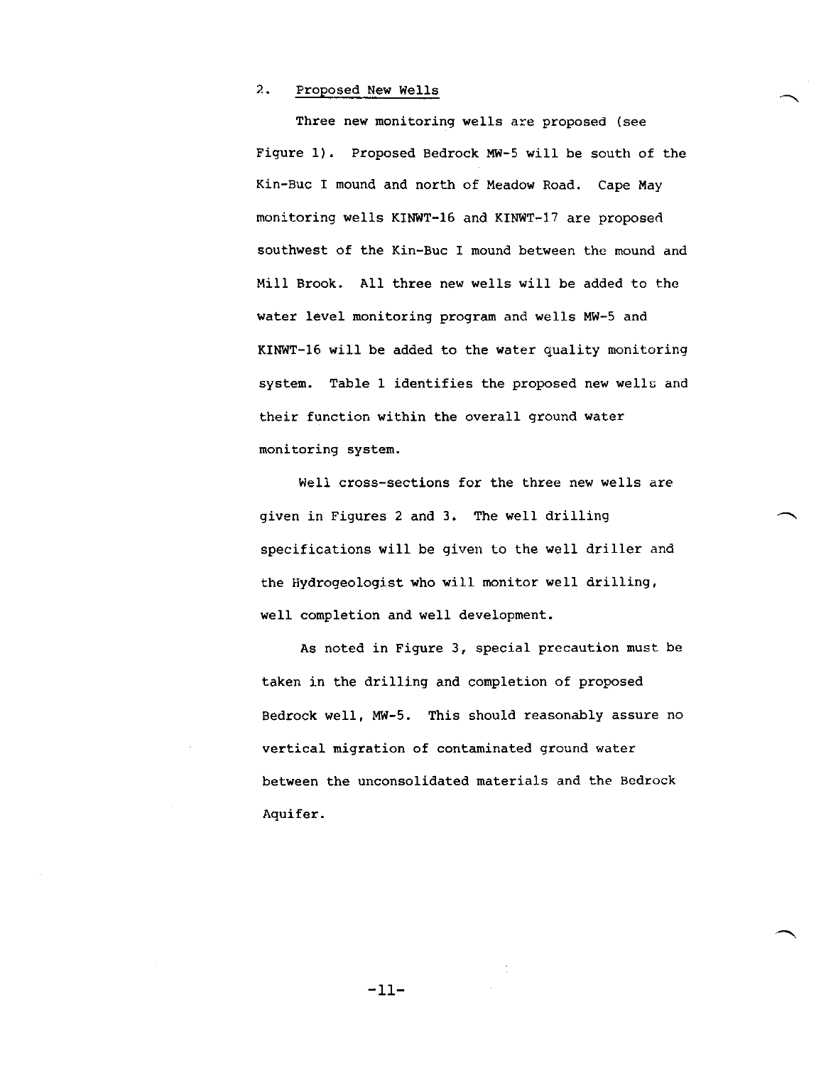## 2. Proposed New Wells

Three new monitoring wells are proposed (see Figure 1). Proposed Bedrock MW-5 will be south of the Kin-Buc I mound and north of Meadow Road. Cape May monitoring wells KINWT-16 and KINWT-17 are proposed southwest of the Kin-Buc I mound between the mound and Mill Brook. All three new wells will be added to the water level monitoring program and wells MW-5 and KINWT-16 will be added to the water quality monitoring system. Table 1 identifies the proposed new wells and their function within the overall ground water monitoring system.

Well cross-sections for the three new wells are given in Figures 2 and 3. The well drilling specifications will be given to the well driller and the Hydrogeologist who will monitor well drilling, well completion and well development.

As noted in Figure 3, special precaution must be taken in the drilling and completion of proposed Bedrock well, MW-5. This should reasonably assure no vertical migration of contaminated ground water between the unconsolidated materials and the Bedrock Aquifer.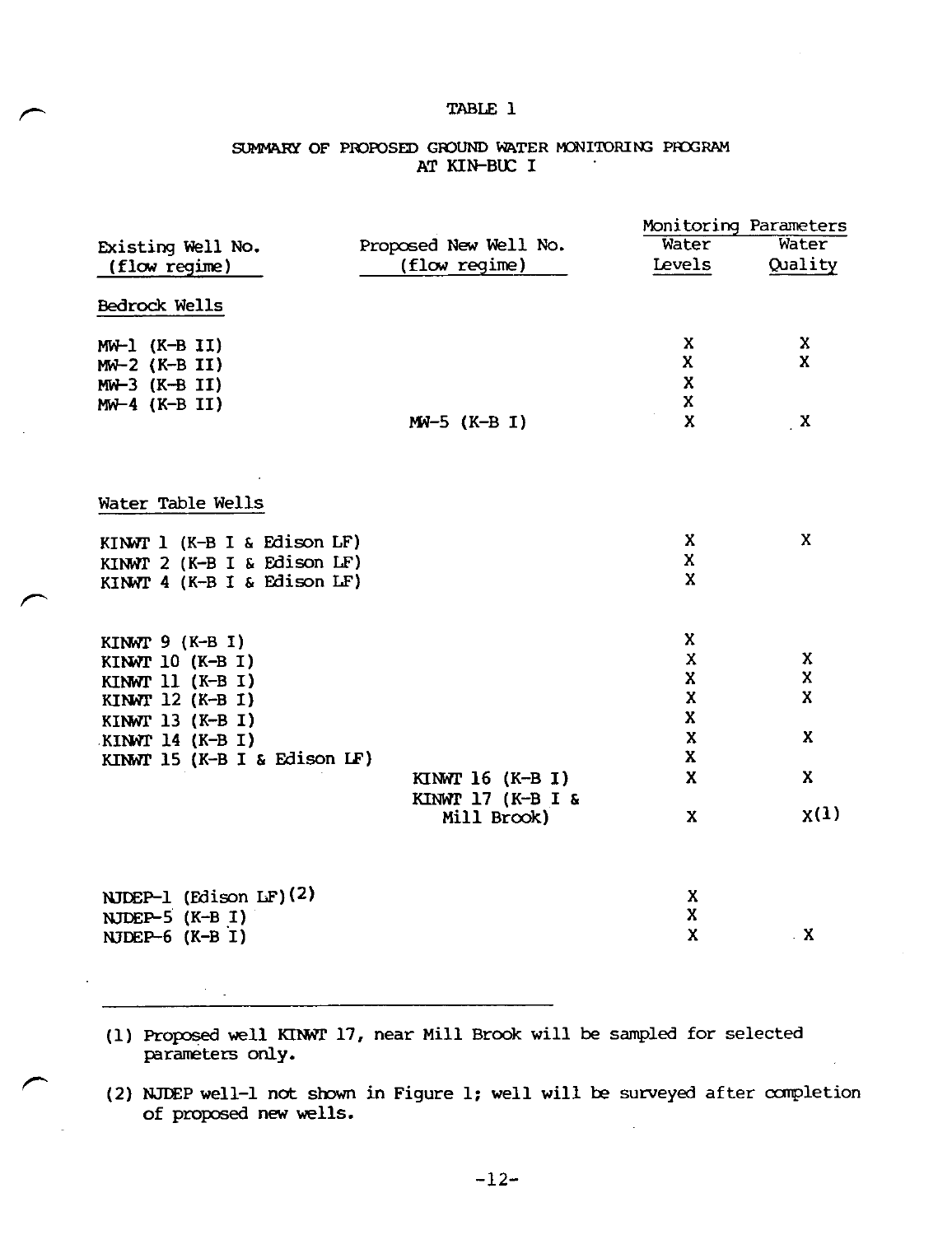TABLE 1

SUMMARY OF PROPOSED GROUND WATER MONITORING PROGRAM AT KIN-BUC I

| Existing Well No. (flow regime) | Proposed New Well No. (flow regime) | Monitoring Parameters | |
|---|---|---|---|
| | | Water Levels | Water Quality |
| **Bedrock Wells** | | | |
| MW-1 (K-B II) | | X | X |
| MW-2 (K-B II) | | X | X |
| MW-3 (K-B II) | | X | |
| MW-4 (K-B II) | | X | |
| | MW-5 (K-B I) | X | X |
| **Water Table Wells** | | | |
| KINWT 1 (K-B I & Edison LF) | | X | X |
| KINWT 2 (K-B I & Edison LF) | | X | |
| KINWT 4 (K-B I & Edison LF) | | X | |
| KINWT 9 (K-B I) | | X | |
| KINWT 10 (K-B I) | | X | X |
| KINWT 11 (K-B I) | | X | X |
| KINWT 12 (K-B I) | | X | X |
| KINWT 13 (K-B I) | | X | |
| KINWT 14 (K-B I) | | X | X |
| KINWT 15 (K-B I & Edison LF) | | X | |
| | KINWT 16 (K-B I) | X | X |
| | KINWT 17 (K-B I & Mill Brook) | X | X(1) |
| NJDEP-1 (Edison LF)(2) | | X | |
| NJDEP-5 (K-B I) | | X | |
| NJDEP-6 (K-B I) | | X | X |

(1) Proposed well KINWT 17, near Mill Brook will be sampled for selected parameters only.

(2) NJDEP well-1 not shown in Figure 1; well will be surveyed after completion of proposed new wells.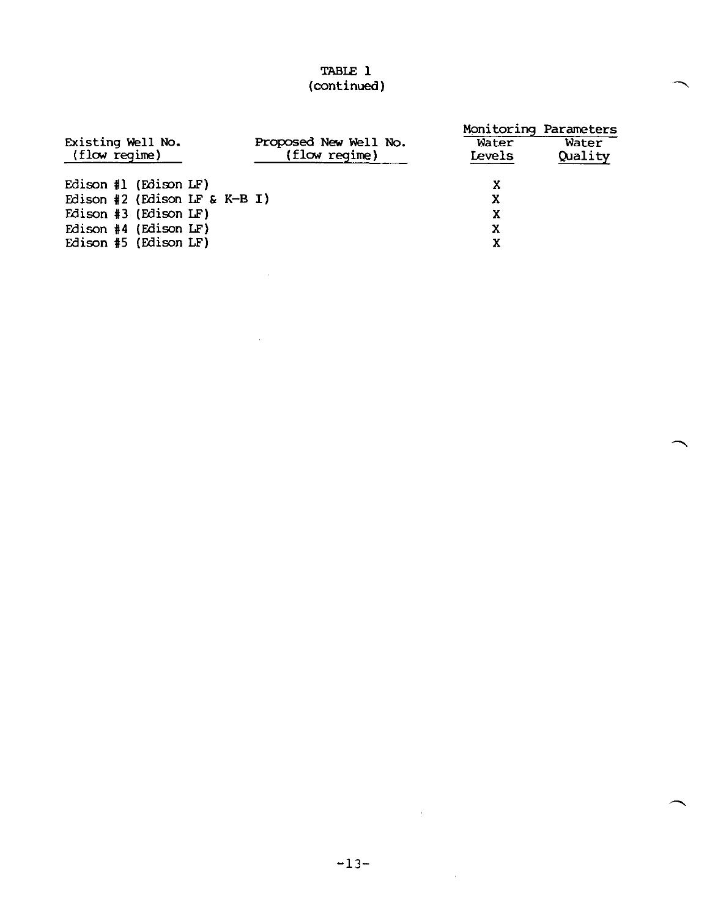TABLE 1
(continued)

| Existing Well No. (flow regime) | Proposed New Well No. (flow regime) | Monitoring Parameters | |
|---|---|---|---|
| | | Water Levels | Water Quality |
| Edison #1 (Edison LF) | | X | |
| Edison #2 (Edison LF & K-B I) | | X | |
| Edison #3 (Edison LF) | | X | |
| Edison #4 (Edison LF) | | X | |
| Edison #5 (Edison LF) | | X | |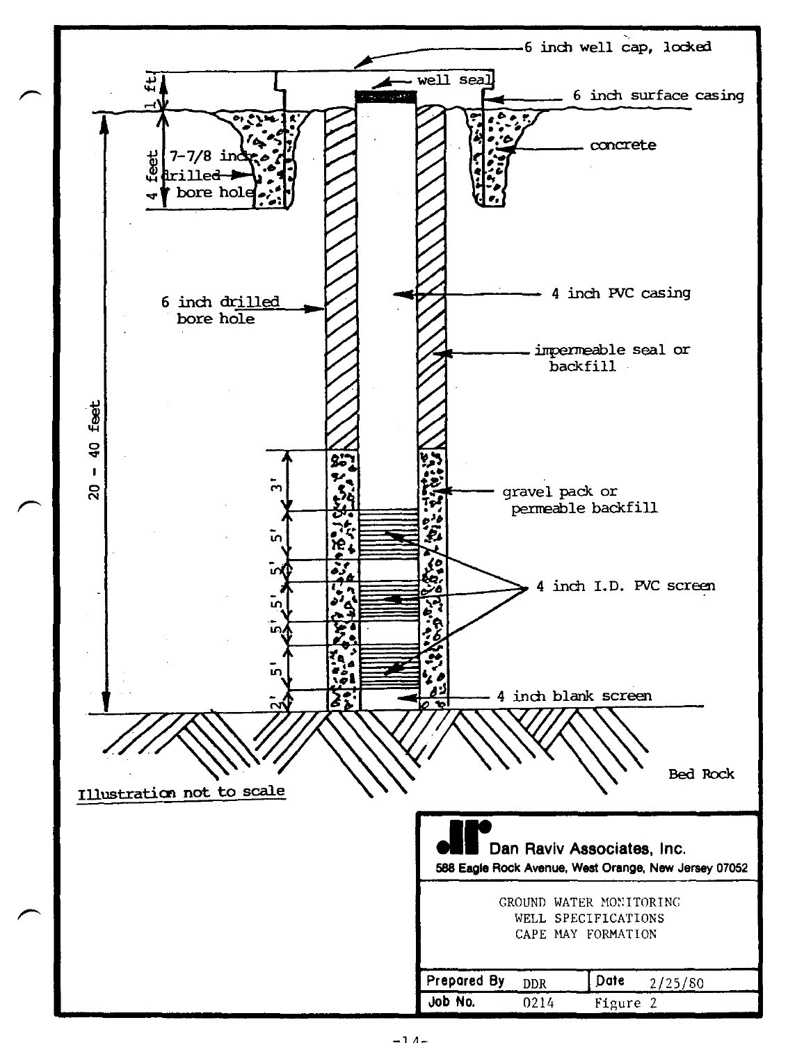6 inch well cap, locked

well seal

6 inch surface casing

1 ft

4 feet

7-7/8 inch drilled bore hole

concrete

6 inch drilled bore hole

4 inch PVC casing

impermeable seal or backfill

20 - 40 feet

3'

5'

5'

5'

5'

5'

2'

gravel pack or permeable backfill

4 inch I.D. PVC screen

4 inch blank screen

Bed Rock

Illustration not to scale

Dan Raviv Associates, Inc.
588 Eagle Rock Avenue, West Orange, New Jersey 07052

GROUND WATER MONITORING
WELL SPECIFICATIONS
CAPE MAY FORMATION

| Prepared By | DDR | Date | 2/25/80 |
|---|---|---|---|
| Job No. | 0214 | Figure 2 | |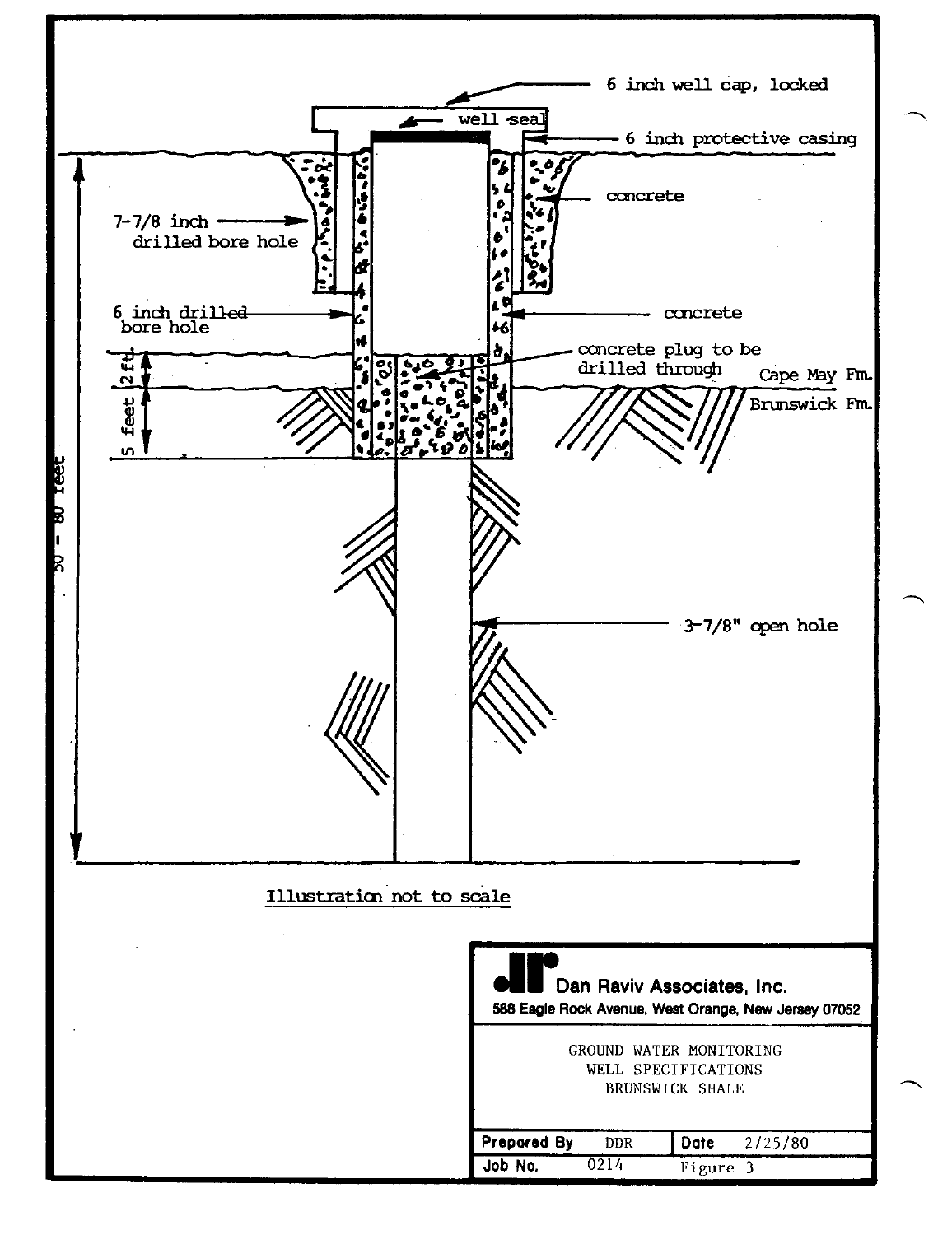6 inch well cap, locked

well seal

6 inch protective casing

concrete

7-7/8 inch drilled bore hole

6 inch drilled bore hole

concrete

concrete plug to be drilled through

2 ft.

5 feet

Cape May Fm.

Brunswick Fm.

50 - 80 feet

3-7/8" open hole

Illustration not to scale

Dan Raviv Associates, Inc.
588 Eagle Rock Avenue, West Orange, New Jersey 07052

GROUND WATER MONITORING
WELL SPECIFICATIONS
BRUNSWICK SHALE

| Prepared By | DDR | Date | 2/25/80 |
|---|---|---|---|
| Job No. | 0214 | Figure 3 | |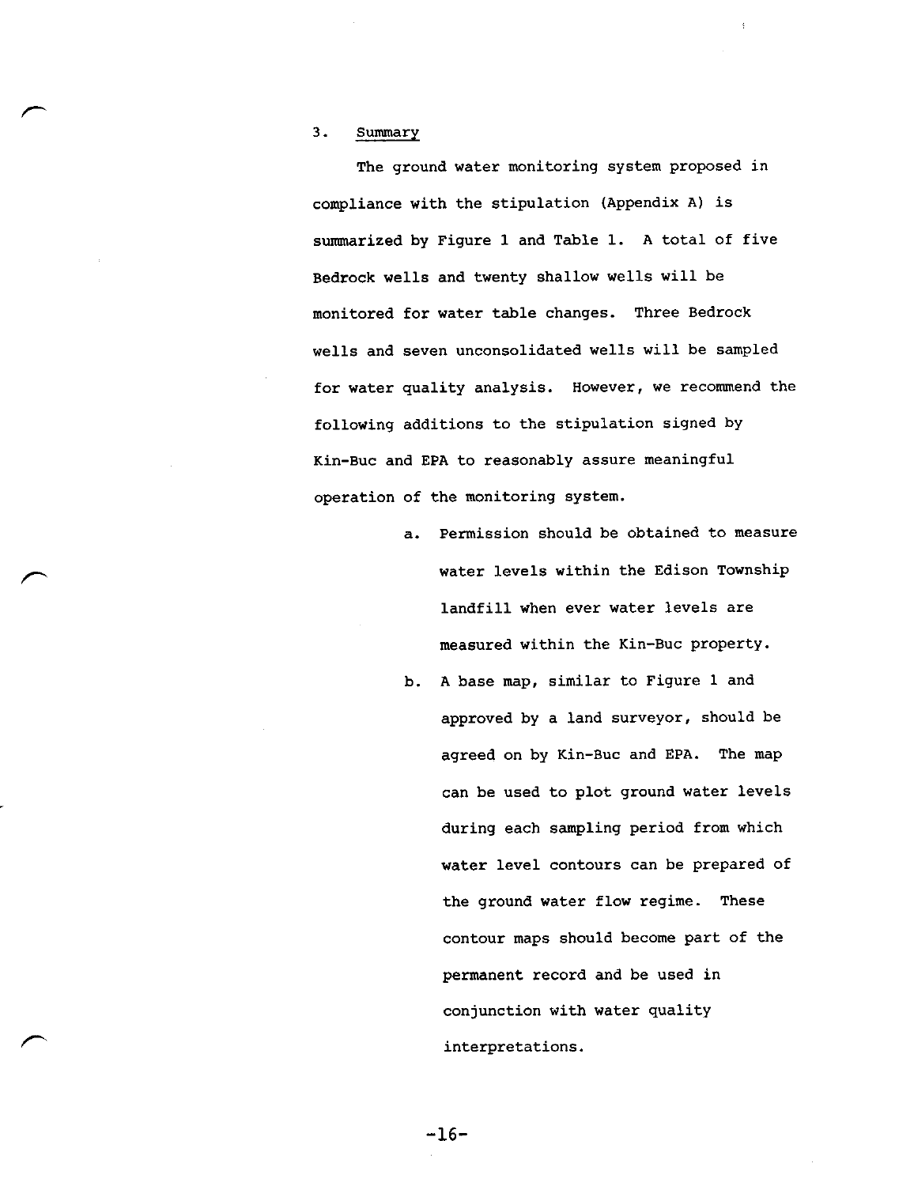## 3. Summary

The ground water monitoring system proposed in compliance with the stipulation (Appendix A) is summarized by Figure 1 and Table 1. A total of five Bedrock wells and twenty shallow wells will be monitored for water table changes. Three Bedrock wells and seven unconsolidated wells will be sampled for water quality analysis. However, we recommend the following additions to the stipulation signed by Kin-Buc and EPA to reasonably assure meaningful operation of the monitoring system.

a. Permission should be obtained to measure water levels within the Edison Township landfill when ever water levels are measured within the Kin-Buc property.

b. A base map, similar to Figure 1 and approved by a land surveyor, should be agreed on by Kin-Buc and EPA. The map can be used to plot ground water levels during each sampling period from which water level contours can be prepared of the ground water flow regime. These contour maps should become part of the permanent record and be used in conjunction with water quality interpretations.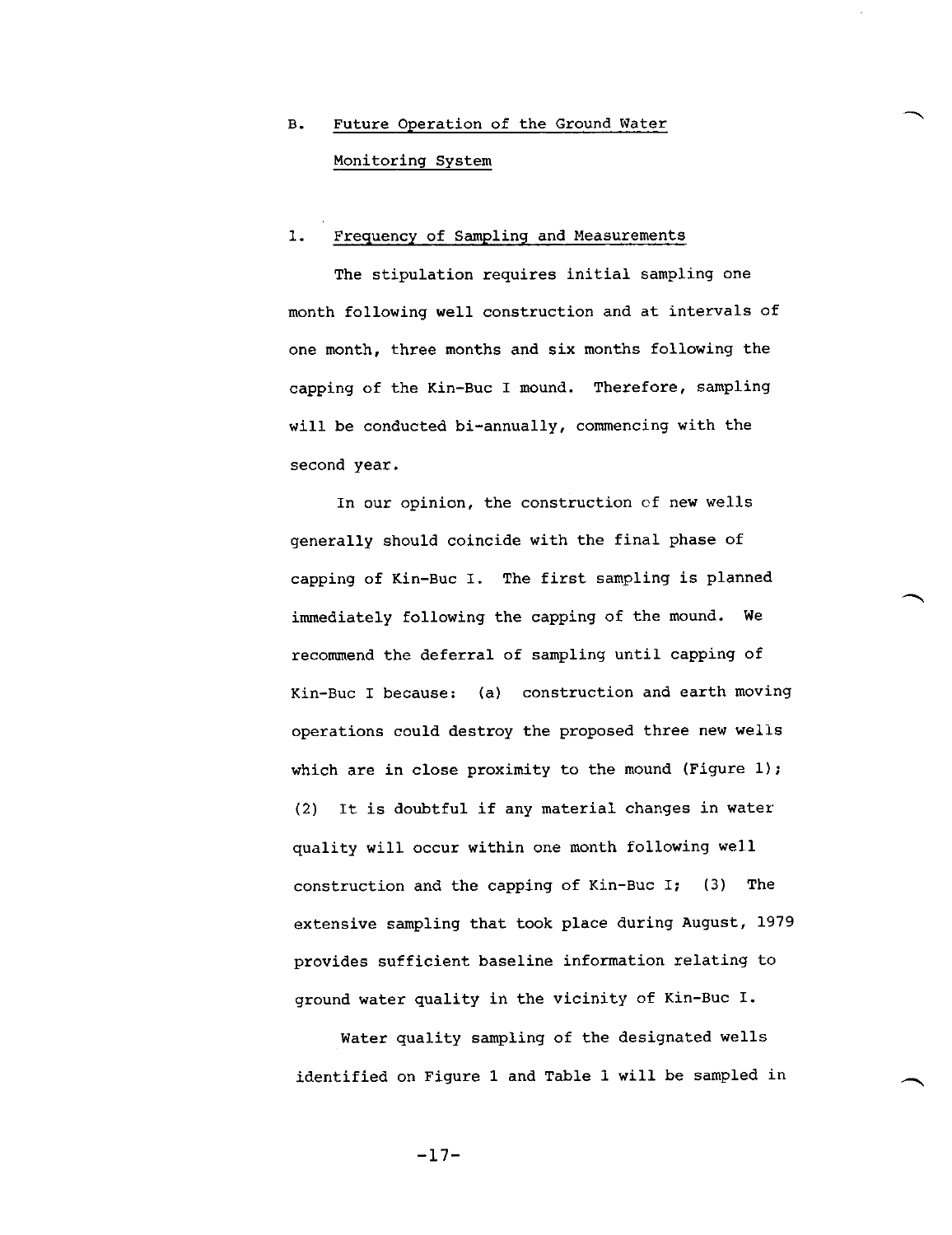## B. Future Operation of the Ground Water Monitoring System

### 1. Frequency of Sampling and Measurements

The stipulation requires initial sampling one month following well construction and at intervals of one month, three months and six months following the capping of the Kin-Buc I mound. Therefore, sampling will be conducted bi-annually, commencing with the second year.

In our opinion, the construction of new wells generally should coincide with the final phase of capping of Kin-Buc I. The first sampling is planned immediately following the capping of the mound. We recommend the deferral of sampling until capping of Kin-Buc I because: (a) construction and earth moving operations could destroy the proposed three new wells which are in close proximity to the mound (Figure 1); (2) It is doubtful if any material changes in water quality will occur within one month following well construction and the capping of Kin-Buc I; (3) The extensive sampling that took place during August, 1979 provides sufficient baseline information relating to ground water quality in the vicinity of Kin-Buc I.

Water quality sampling of the designated wells identified on Figure 1 and Table 1 will be sampled in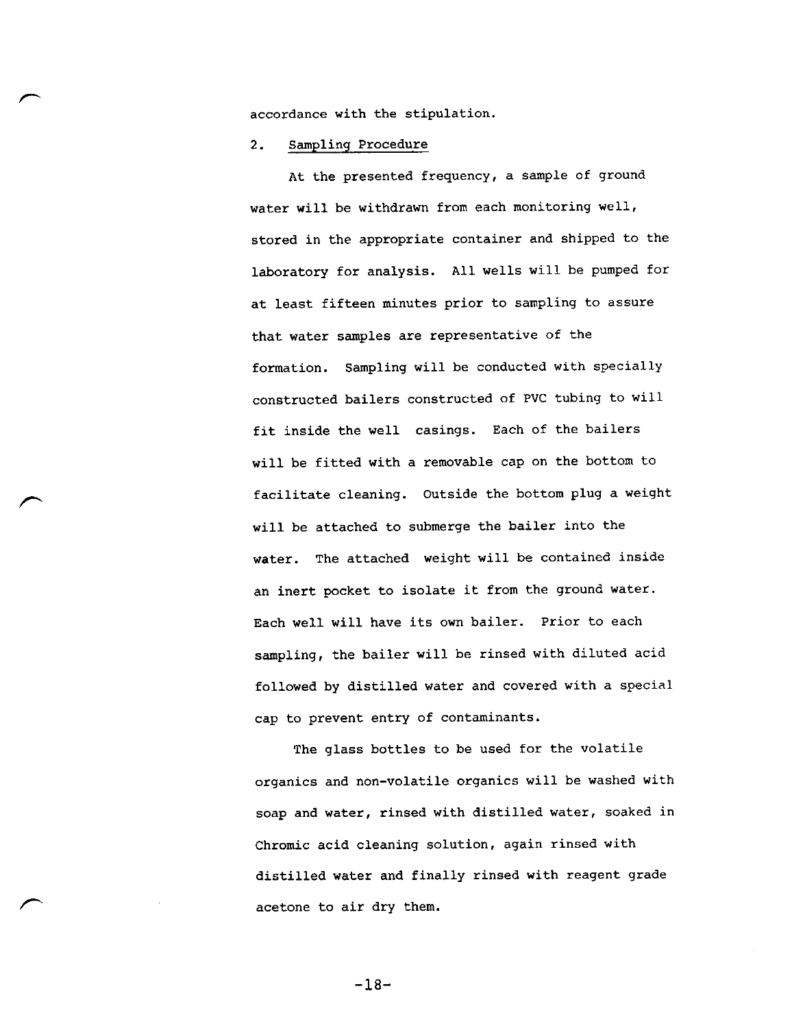accordance with the stipulation.

2. Sampling Procedure

At the presented frequency, a sample of ground water will be withdrawn from each monitoring well, stored in the appropriate container and shipped to the laboratory for analysis. All wells will be pumped for at least fifteen minutes prior to sampling to assure that water samples are representative of the formation. Sampling will be conducted with specially constructed bailers constructed of PVC tubing to will fit inside the well casings. Each of the bailers will be fitted with a removable cap on the bottom to facilitate cleaning. Outside the bottom plug a weight will be attached to submerge the bailer into the water. The attached weight will be contained inside an inert pocket to isolate it from the ground water. Each well will have its own bailer. Prior to each sampling, the bailer will be rinsed with diluted acid followed by distilled water and covered with a special cap to prevent entry of contaminants.

The glass bottles to be used for the volatile organics and non-volatile organics will be washed with soap and water, rinsed with distilled water, soaked in Chromic acid cleaning solution, again rinsed with distilled water and finally rinsed with reagent grade acetone to air dry them.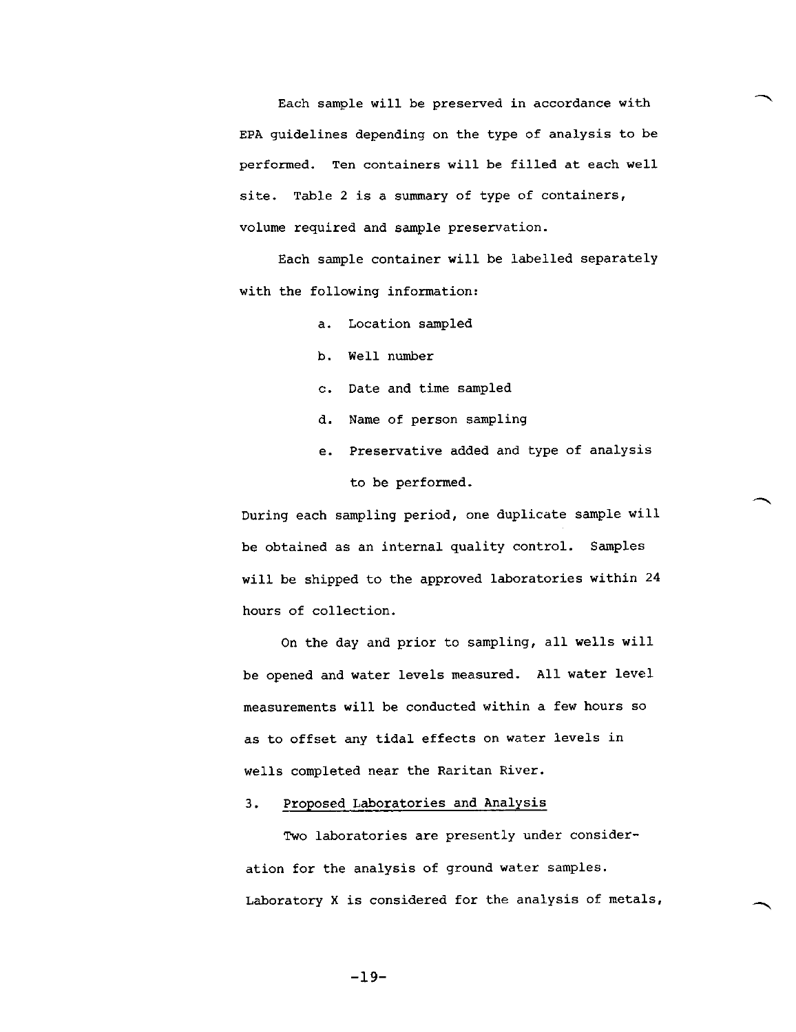Each sample will be preserved in accordance with EPA guidelines depending on the type of analysis to be performed. Ten containers will be filled at each well site. Table 2 is a summary of type of containers, volume required and sample preservation.

Each sample container will be labelled separately with the following information:

a. Location sampled

b. Well number

c. Date and time sampled

d. Name of person sampling

e. Preservative added and type of analysis to be performed.

During each sampling period, one duplicate sample will be obtained as an internal quality control. Samples will be shipped to the approved laboratories within 24 hours of collection.

On the day and prior to sampling, all wells will be opened and water levels measured. All water level measurements will be conducted within a few hours so as to offset any tidal effects on water levels in wells completed near the Raritan River.

### 3. Proposed Laboratories and Analysis

Two laboratories are presently under consideration for the analysis of ground water samples. Laboratory X is considered for the analysis of metals,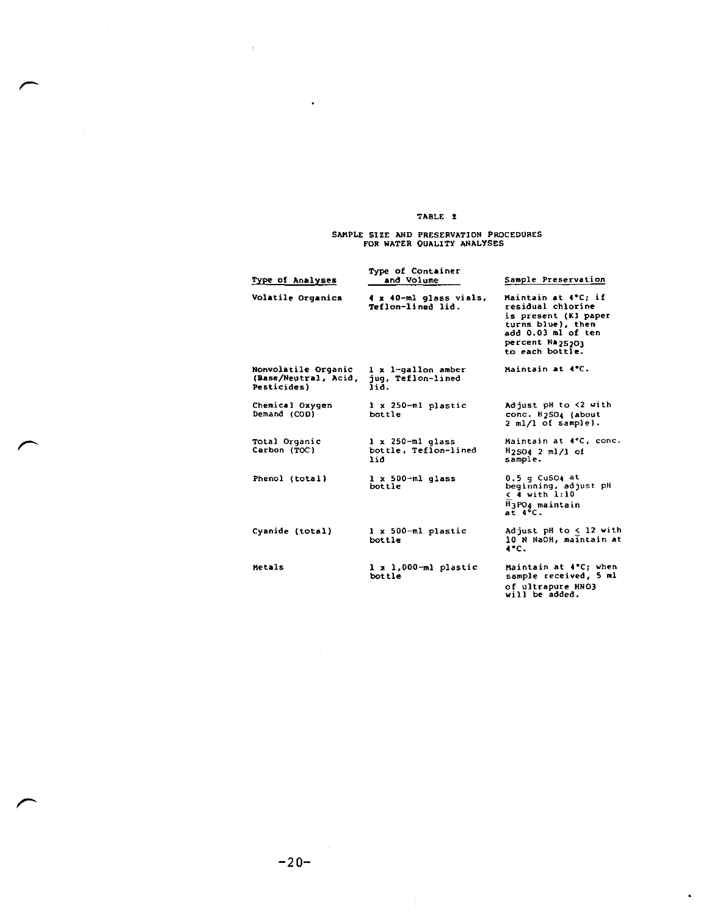TABLE 2

SAMPLE SIZE AND PRESERVATION PROCEDURES FOR WATER QUALITY ANALYSES

| Type of Analyses | Type of Container and Volume | Sample Preservation |
|---|---|---|
| Volatile Organics | 4 x 40-ml glass vials, Teflon-lined lid. | Maintain at 4°C; if residual chlorine is present (KI paper turns blue), then add 0.03 ml of ten percent $Na_2S_2O_3$ to each bottle. |
| Nonvolatile Organic (Base/Neutral, Acid, Pesticides) | 1 x 1-gallon amber jug, Teflon-lined lid. | Maintain at 4°C. |
| Chemical Oxygen Demand (COD) | 1 x 250-ml plastic bottle | Adjust pH to <2 with conc. $H_2SO_4$ (about 2 ml/l of sample). |
| Total Organic Carbon (TOC) | 1 x 250-ml glass bottle, Teflon-lined lid | Maintain at 4°C, conc. $H_2SO_4$ 2 ml/l of sample. |
| Phenol (total) | 1 x 500-ml glass bottle | 0.5 g $CuSO_4$ at beginning, adjust pH $\leq$ 4 with 1:10 $H_3PO_4$ maintain at 4°C. |
| Cyanide (total) | 1 x 500-ml plastic bottle | Adjust pH to $\leq$ 12 with 10 N NaOH, maintain at 4°C. |
| Metals | 1 x 1,000-ml plastic bottle | Maintain at 4°C; when sample received, 5 ml of ultrapure $HNO_3$ will be added. |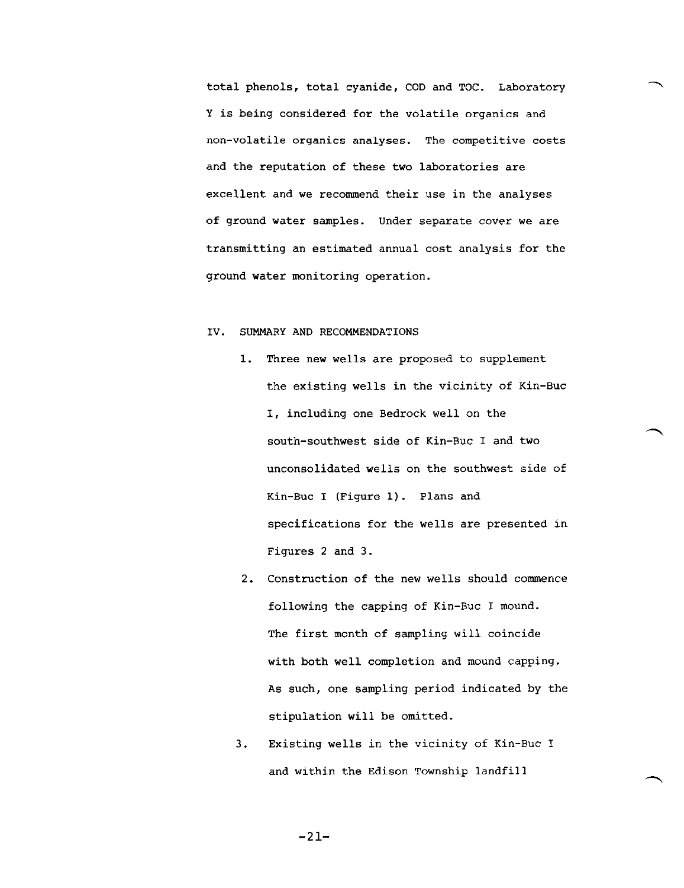total phenols, total cyanide, COD and TOC. Laboratory Y is being considered for the volatile organics and non-volatile organics analyses. The competitive costs and the reputation of these two laboratories are excellent and we recommend their use in the analyses of ground water samples. Under separate cover we are transmitting an estimated annual cost analysis for the ground water monitoring operation.

## IV. SUMMARY AND RECOMMENDATIONS

1. Three new wells are proposed to supplement the existing wells in the vicinity of Kin-Buc I, including one Bedrock well on the south-southwest side of Kin-Buc I and two unconsolidated wells on the southwest side of Kin-Buc I (Figure 1). Plans and specifications for the wells are presented in Figures 2 and 3.

2. Construction of the new wells should commence following the capping of Kin-Buc I mound. The first month of sampling will coincide with both well completion and mound capping. As such, one sampling period indicated by the stipulation will be omitted.

3. Existing wells in the vicinity of Kin-Buc I and within the Edison Township landfill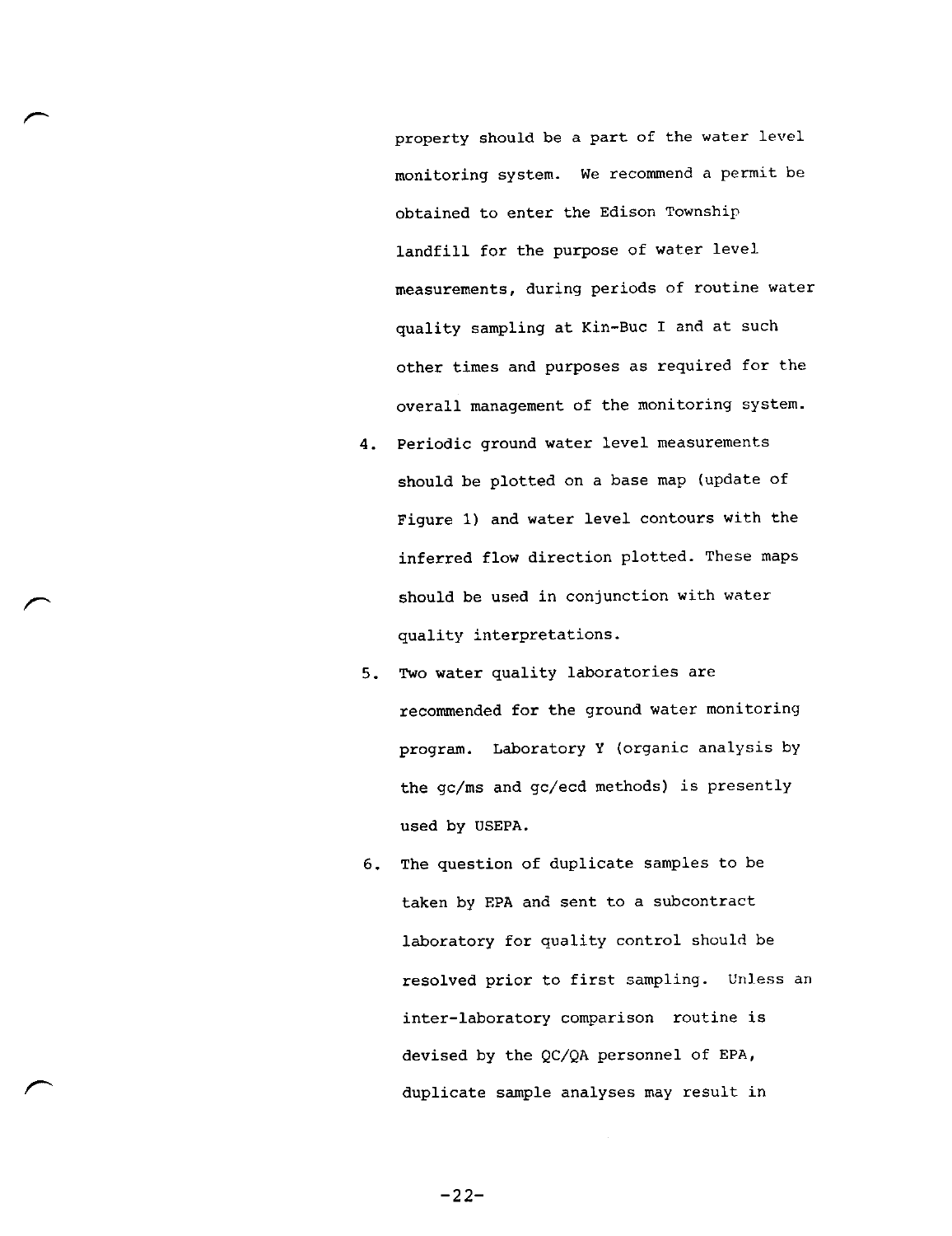property should be a part of the water level monitoring system. We recommend a permit be obtained to enter the Edison Township landfill for the purpose of water level measurements, during periods of routine water quality sampling at Kin-Buc I and at such other times and purposes as required for the overall management of the monitoring system.

4. Periodic ground water level measurements should be plotted on a base map (update of Figure 1) and water level contours with the inferred flow direction plotted. These maps should be used in conjunction with water quality interpretations.

5. Two water quality laboratories are recommended for the ground water monitoring program. Laboratory Y (organic analysis by the gc/ms and gc/ecd methods) is presently used by USEPA.

6. The question of duplicate samples to be taken by EPA and sent to a subcontract laboratory for quality control should be resolved prior to first sampling. Unless an inter-laboratory comparison routine is devised by the QC/QA personnel of EPA, duplicate sample analyses may result in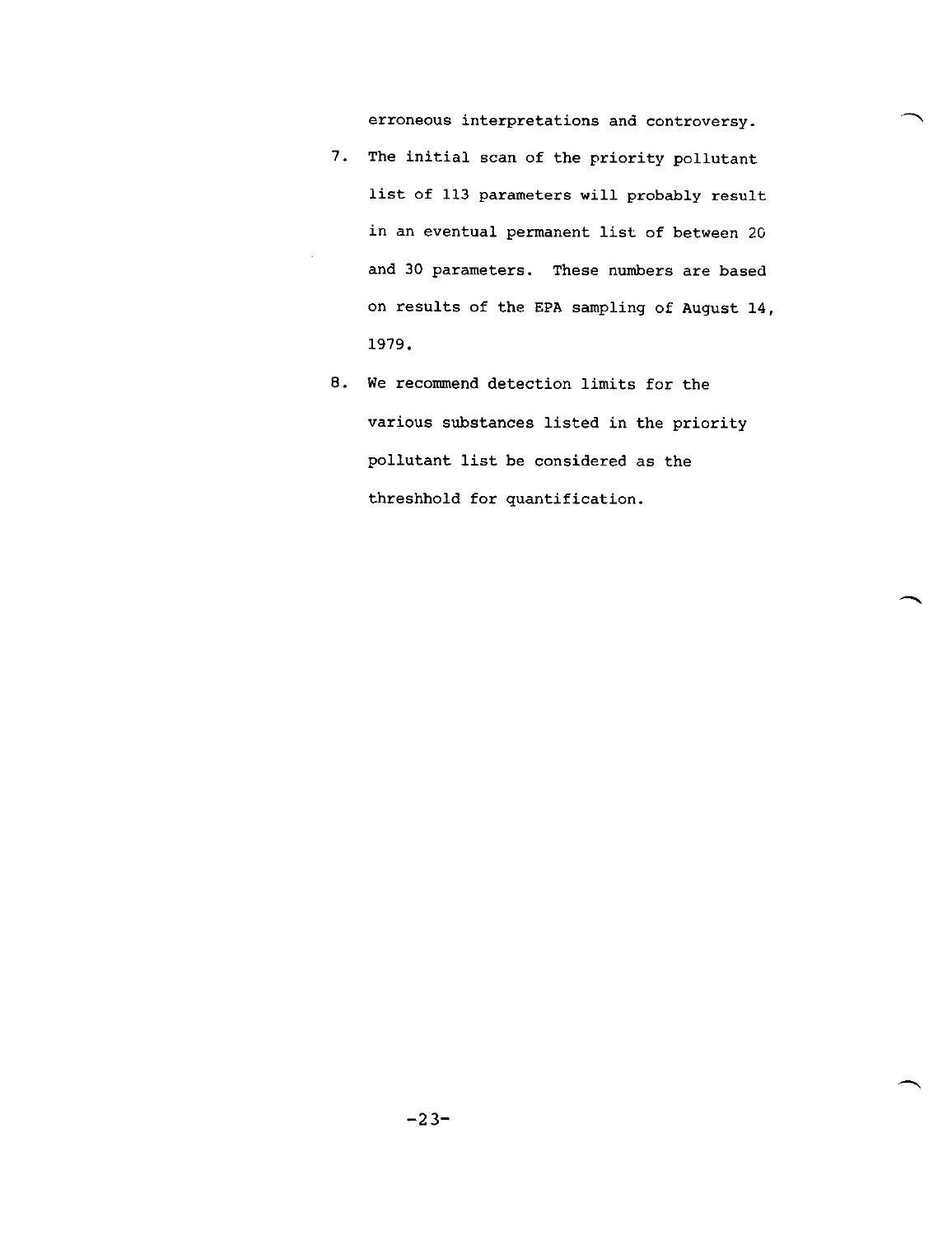erroneous interpretations and controversy.

7. The initial scan of the priority pollutant list of 113 parameters will probably result in an eventual permanent list of between 20 and 30 parameters. These numbers are based on results of the EPA sampling of August 14, 1979.

8. We recommend detection limits for the various substances listed in the priority pollutant list be considered as the threshhold for quantification.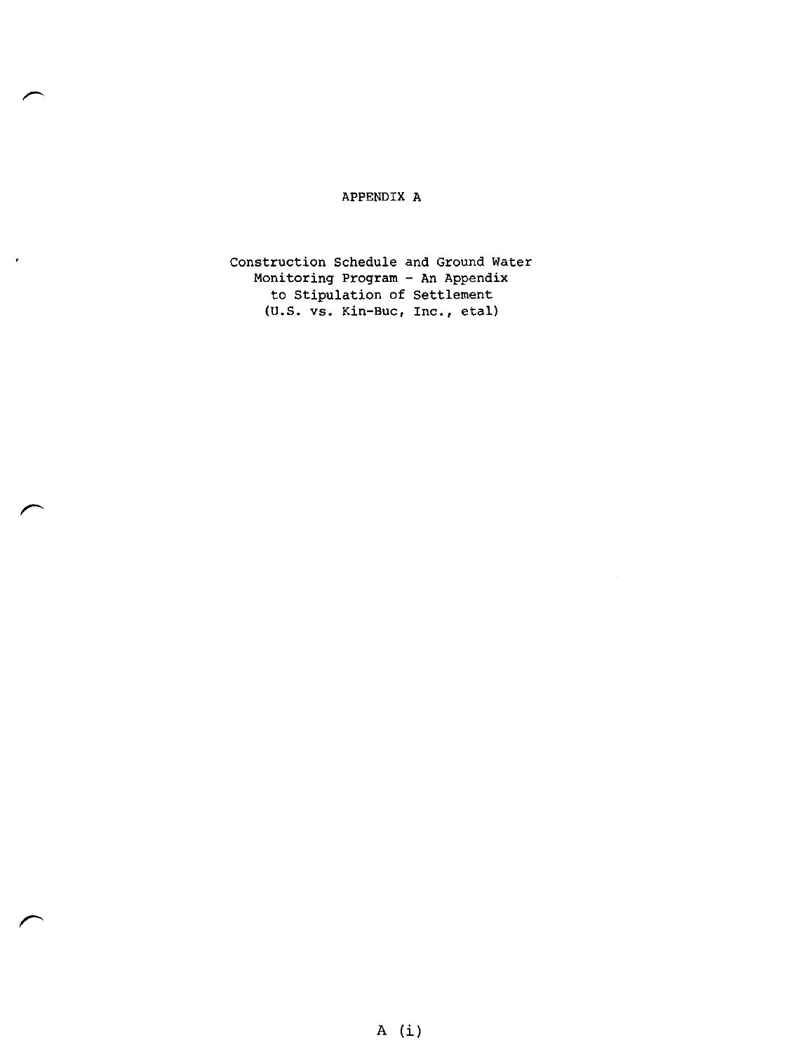# APPENDIX A

Construction Schedule and Ground Water Monitoring Program - An Appendix to Stipulation of Settlement (U.S. vs. Kin-Buc, Inc., etal)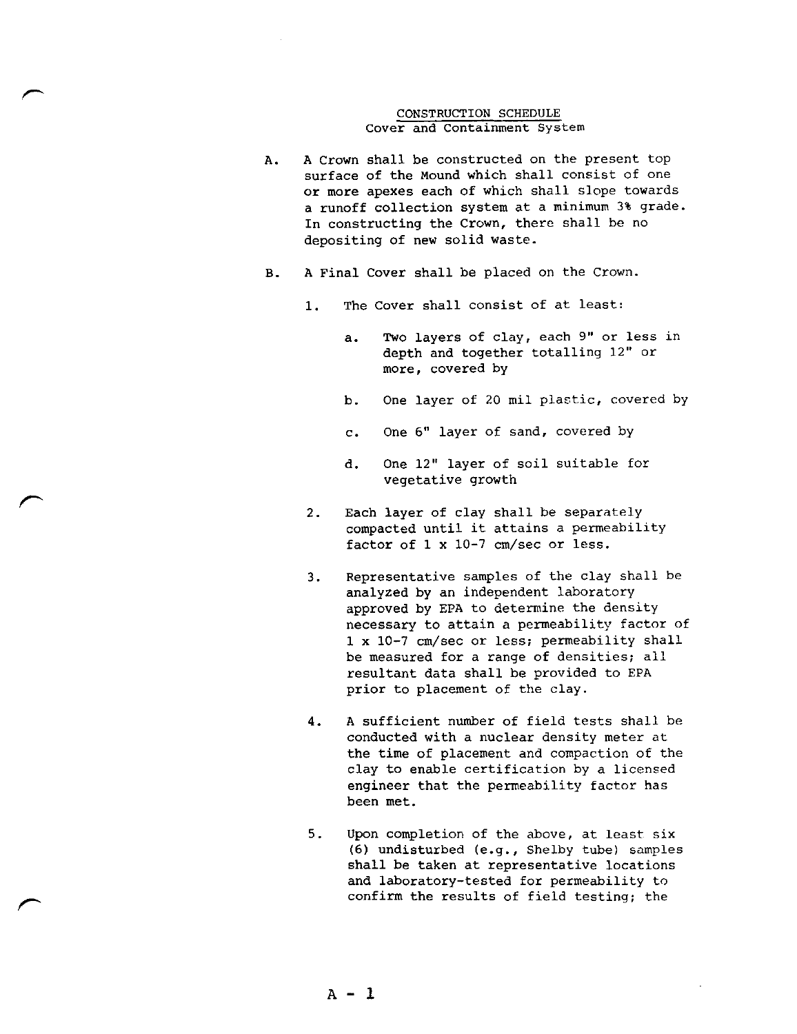## CONSTRUCTION SCHEDULE
### Cover and Containment System

A. A Crown shall be constructed on the present top surface of the Mound which shall consist of one or more apexes each of which shall slope towards a runoff collection system at a minimum 3% grade. In constructing the Crown, there shall be no depositing of new solid waste.

B. A Final Cover shall be placed on the Crown.

1. The Cover shall consist of at least:

    a. Two layers of clay, each 9" or less in depth and together totalling 12" or more, covered by

    b. One layer of 20 mil plastic, covered by

    c. One 6" layer of sand, covered by

    d. One 12" layer of soil suitable for vegetative growth

2. Each layer of clay shall be separately compacted until it attains a permeability factor of 1 x 10-7 cm/sec or less.

3. Representative samples of the clay shall be analyzed by an independent laboratory approved by EPA to determine the density necessary to attain a permeability factor of 1 x 10-7 cm/sec or less; permeability shall be measured for a range of densities; all resultant data shall be provided to EPA prior to placement of the clay.

4. A sufficient number of field tests shall be conducted with a nuclear density meter at the time of placement and compaction of the clay to enable certification by a licensed engineer that the permeability factor has been met.

5. Upon completion of the above, at least six (6) undisturbed (e.g., Shelby tube) samples shall be taken at representative locations and laboratory-tested for permeability to confirm the results of field testing; the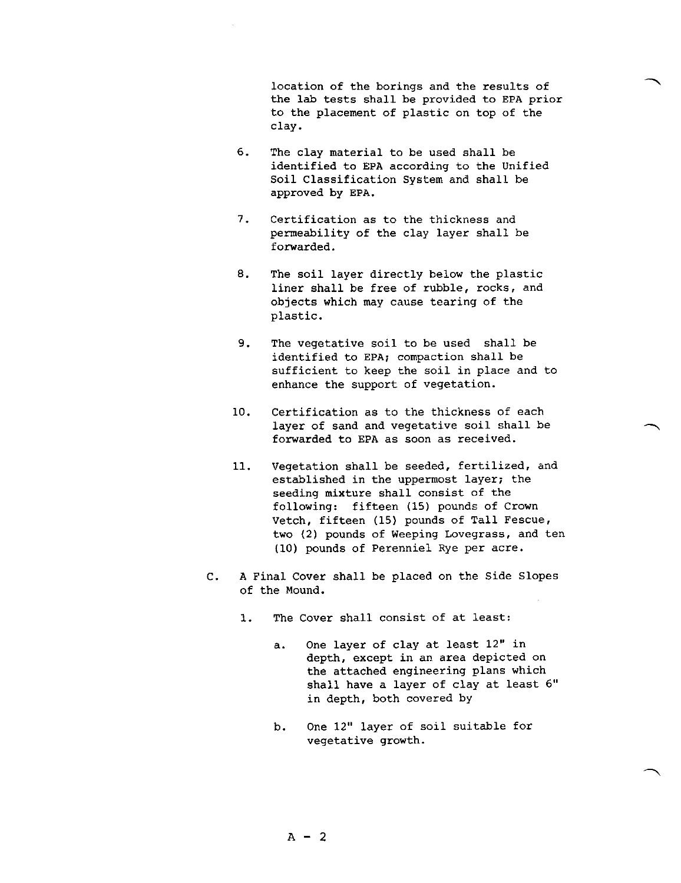location of the borings and the results of the lab tests shall be provided to EPA prior to the placement of plastic on top of the clay.

6. The clay material to be used shall be identified to EPA according to the Unified Soil Classification System and shall be approved by EPA.

7. Certification as to the thickness and permeability of the clay layer shall be forwarded.

8. The soil layer directly below the plastic liner shall be free of rubble, rocks, and objects which may cause tearing of the plastic.

9. The vegetative soil to be used shall be identified to EPA; compaction shall be sufficient to keep the soil in place and to enhance the support of vegetation.

10. Certification as to the thickness of each layer of sand and vegetative soil shall be forwarded to EPA as soon as received.

11. Vegetation shall be seeded, fertilized, and established in the uppermost layer; the seeding mixture shall consist of the following: fifteen (15) pounds of Crown Vetch, fifteen (15) pounds of Tall Fescue, two (2) pounds of Weeping Lovegrass, and ten (10) pounds of Perenniel Rye per acre.

C. A Final Cover shall be placed on the Side Slopes of the Mound.

   1. The Cover shall consist of at least:

      a. One layer of clay at least 12" in depth, except in an area depicted on the attached engineering plans which shall have a layer of clay at least 6" in depth, both covered by

      b. One 12" layer of soil suitable for vegetative growth.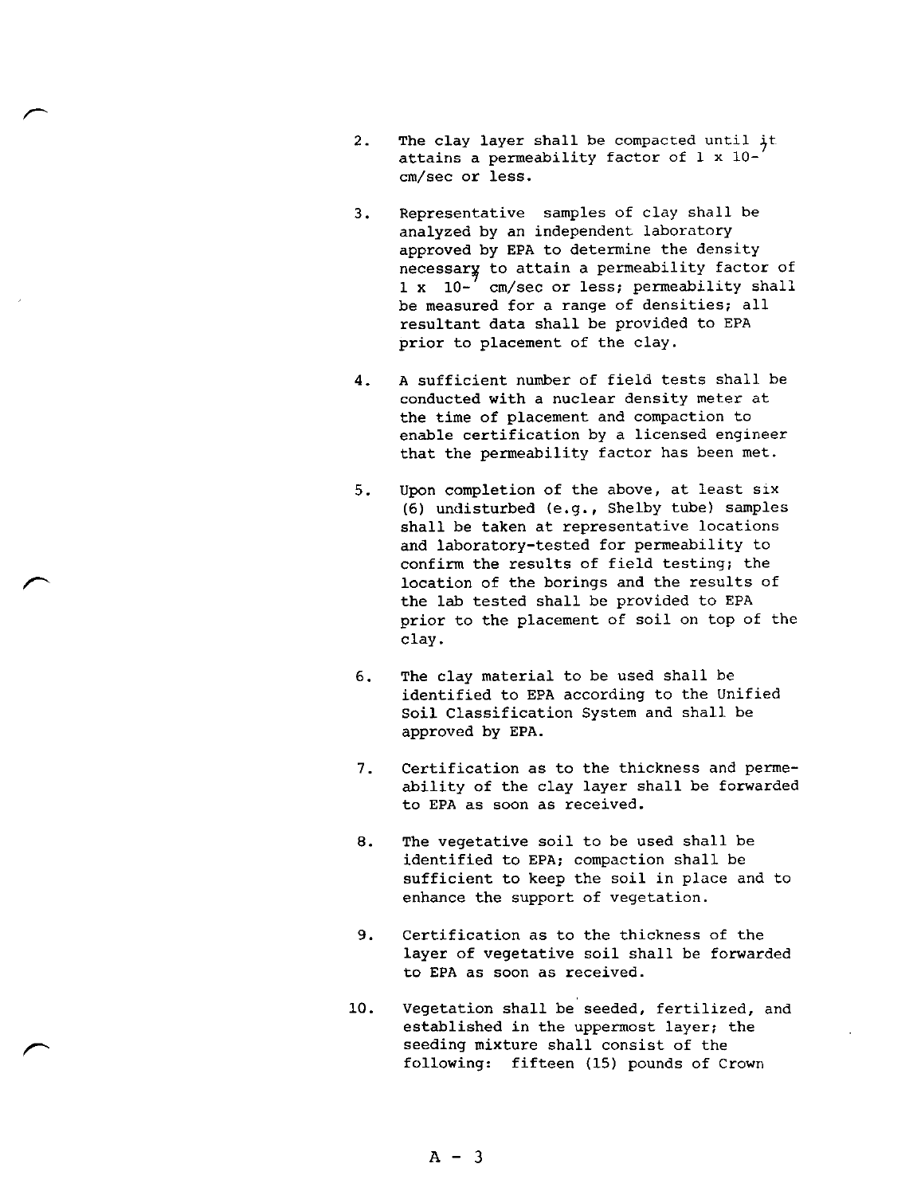2. The clay layer shall be compacted until it attains a permeability factor of $1 \times 10^{-7}$ cm/sec or less.

3. Representative samples of clay shall be analyzed by an independent laboratory approved by EPA to determine the density necessary to attain a permeability factor of $1 \times 10^{-7}$ cm/sec or less; permeability shall be measured for a range of densities; all resultant data shall be provided to EPA prior to placement of the clay.

4. A sufficient number of field tests shall be conducted with a nuclear density meter at the time of placement and compaction to enable certification by a licensed engineer that the permeability factor has been met.

5. Upon completion of the above, at least six (6) undisturbed (e.g., Shelby tube) samples shall be taken at representative locations and laboratory-tested for permeability to confirm the results of field testing; the location of the borings and the results of the lab tested shall be provided to EPA prior to the placement of soil on top of the clay.

6. The clay material to be used shall be identified to EPA according to the Unified Soil Classification System and shall be approved by EPA.

7. Certification as to the thickness and permeability of the clay layer shall be forwarded to EPA as soon as received.

8. The vegetative soil to be used shall be identified to EPA; compaction shall be sufficient to keep the soil in place and to enhance the support of vegetation.

9. Certification as to the thickness of the layer of vegetative soil shall be forwarded to EPA as soon as received.

10. Vegetation shall be seeded, fertilized, and established in the uppermost layer; the seeding mixture shall consist of the following: fifteen (15) pounds of Crown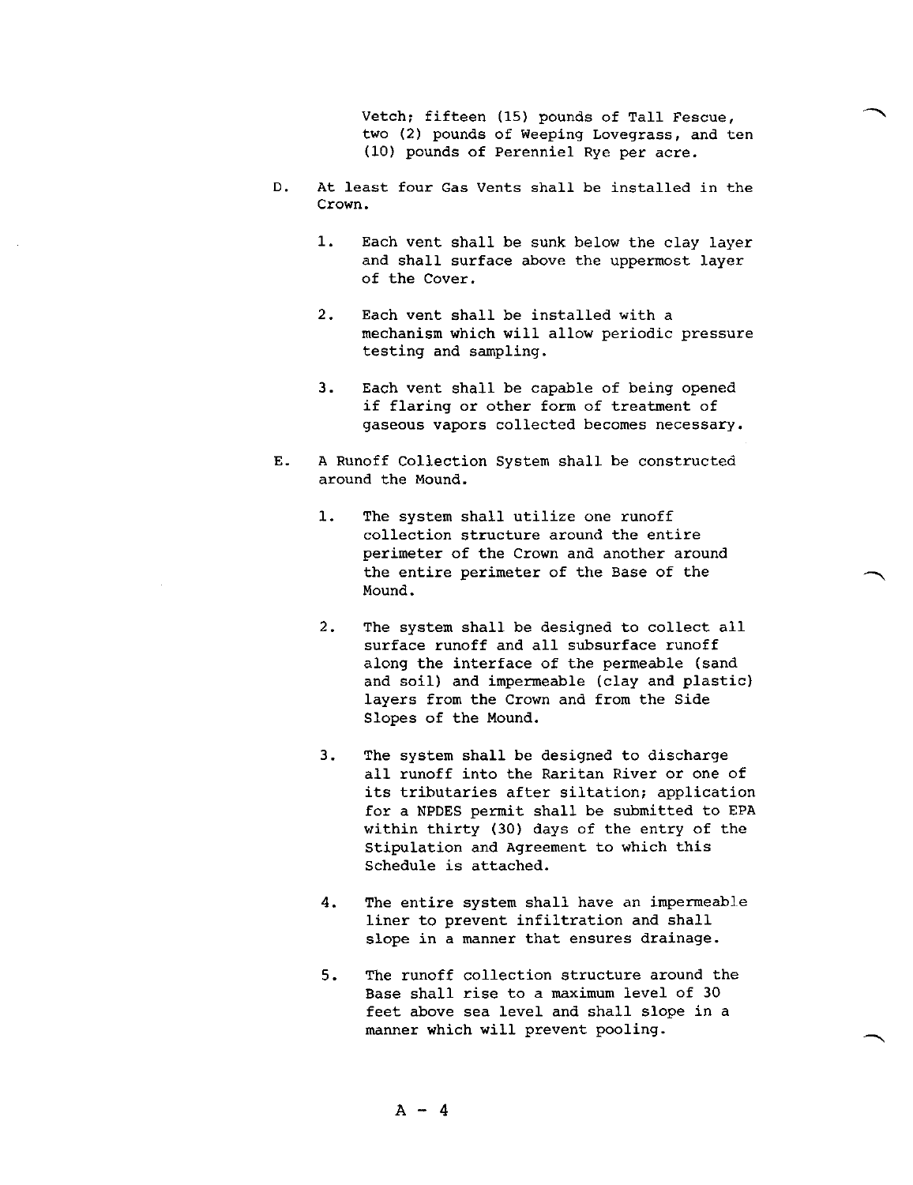Vetch; fifteen (15) pounds of Tall Fescue, two (2) pounds of Weeping Lovegrass, and ten (10) pounds of Perenniel Rye per acre.

D. At least four Gas Vents shall be installed in the Crown.

1. Each vent shall be sunk below the clay layer and shall surface above the uppermost layer of the Cover.

2. Each vent shall be installed with a mechanism which will allow periodic pressure testing and sampling.

3. Each vent shall be capable of being opened if flaring or other form of treatment of gaseous vapors collected becomes necessary.

E. A Runoff Collection System shall be constructed around the Mound.

1. The system shall utilize one runoff collection structure around the entire perimeter of the Crown and another around the entire perimeter of the Base of the Mound.

2. The system shall be designed to collect all surface runoff and all subsurface runoff along the interface of the permeable (sand and soil) and impermeable (clay and plastic) layers from the Crown and from the Side Slopes of the Mound.

3. The system shall be designed to discharge all runoff into the Raritan River or one of its tributaries after siltation; application for a NPDES permit shall be submitted to EPA within thirty (30) days of the entry of the Stipulation and Agreement to which this Schedule is attached.

4. The entire system shall have an impermeable liner to prevent infiltration and shall slope in a manner that ensures drainage.

5. The runoff collection structure around the Base shall rise to a maximum level of 30 feet above sea level and shall slope in a manner which will prevent pooling.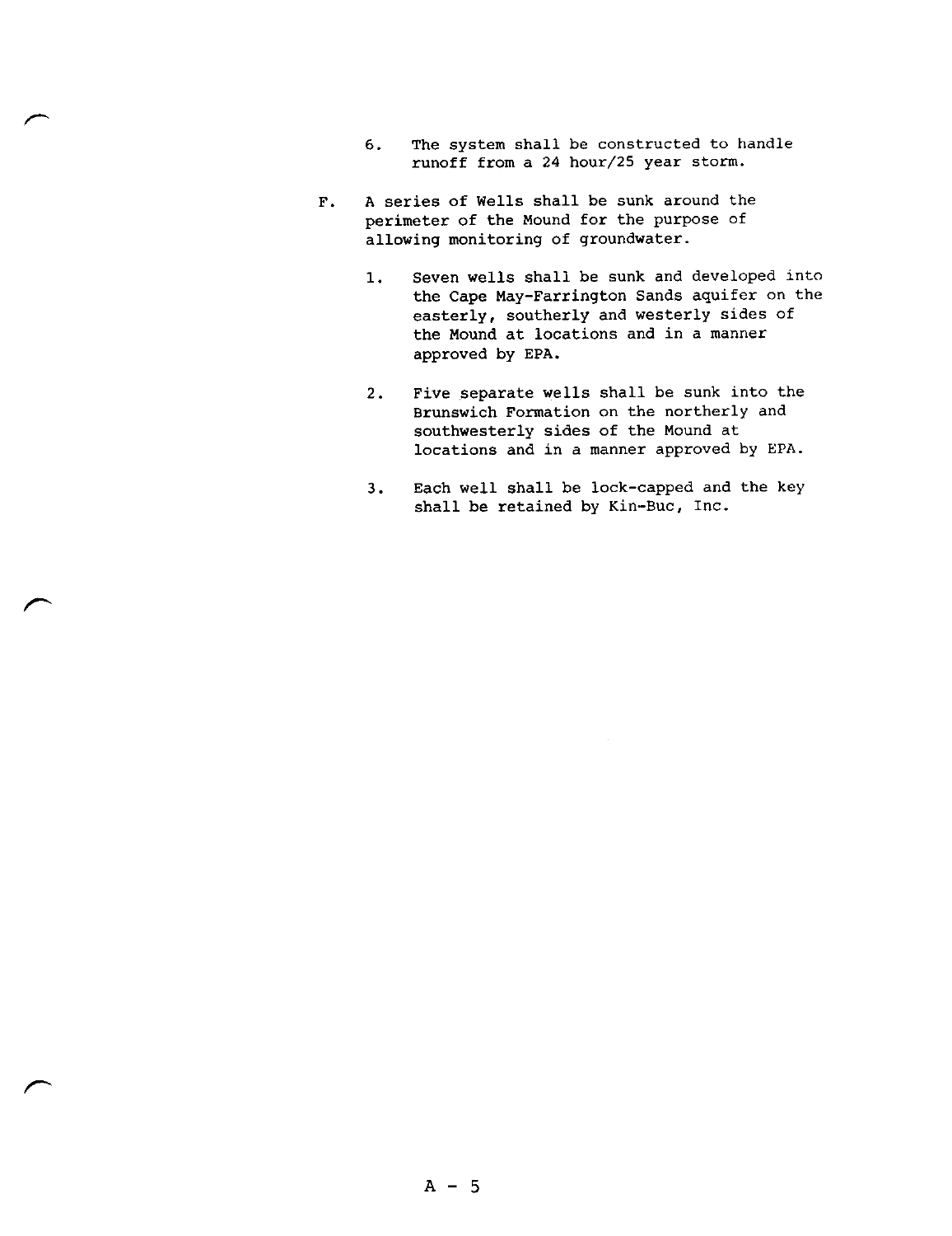6. The system shall be constructed to handle runoff from a 24 hour/25 year storm.

F. A series of Wells shall be sunk around the perimeter of the Mound for the purpose of allowing monitoring of groundwater.

   1. Seven wells shall be sunk and developed into the Cape May-Farrington Sands aquifer on the easterly, southerly and westerly sides of the Mound at locations and in a manner approved by EPA.

   2. Five separate wells shall be sunk into the Brunswich Formation on the northerly and southwesterly sides of the Mound at locations and in a manner approved by EPA.

   3. Each well shall be lock-capped and the key shall be retained by Kin-Buc, Inc.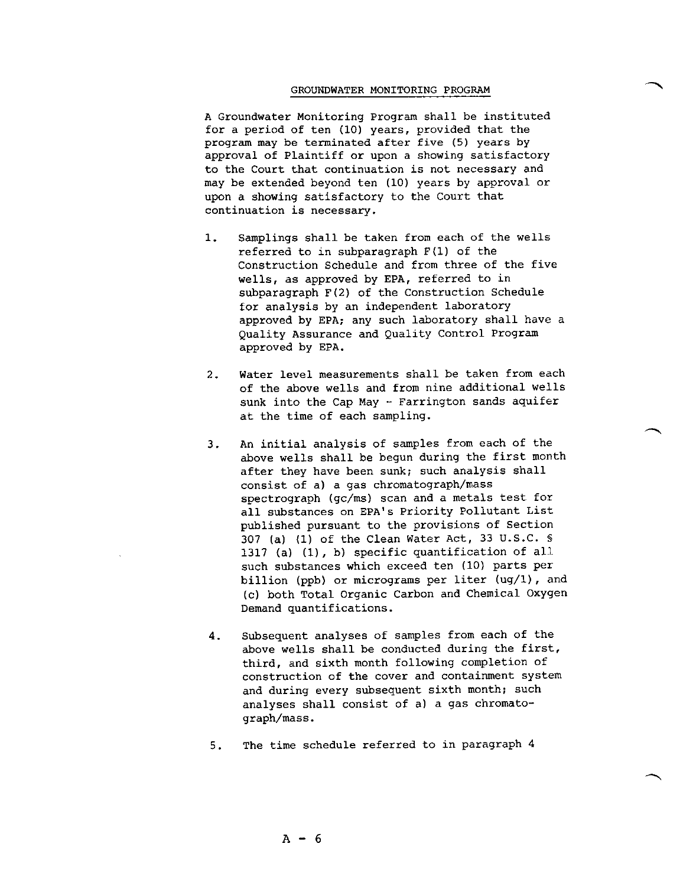## GROUNDWATER MONITORING PROGRAM

A Groundwater Monitoring Program shall be instituted for a period of ten (10) years, provided that the program may be terminated after five (5) years by approval of Plaintiff or upon a showing satisfactory to the Court that continuation is not necessary and may be extended beyond ten (10) years by approval or upon a showing satisfactory to the Court that continuation is necessary.

1. Samplings shall be taken from each of the wells referred to in subparagraph F(1) of the Construction Schedule and from three of the five wells, as approved by EPA, referred to in subparagraph F(2) of the Construction Schedule for analysis by an independent laboratory approved by EPA; any such laboratory shall have a Quality Assurance and Quality Control Program approved by EPA.

2. Water level measurements shall be taken from each of the above wells and from nine additional wells sunk into the Cap May - Farrington sands aquifer at the time of each sampling.

3. An initial analysis of samples from each of the above wells shall be begun during the first month after they have been sunk; such analysis shall consist of a) a gas chromatograph/mass spectrograph (gc/ms) scan and a metals test for all substances on EPA's Priority Pollutant List published pursuant to the provisions of Section 307 (a) (1) of the Clean Water Act, 33 U.S.C. § 1317 (a) (1), b) specific quantification of all such substances which exceed ten (10) parts per billion (ppb) or micrograms per liter (ug/l), and (c) both Total Organic Carbon and Chemical Oxygen Demand quantifications.

4. Subsequent analyses of samples from each of the above wells shall be conducted during the first, third, and sixth month following completion of construction of the cover and containment system and during every subsequent sixth month; such analyses shall consist of a) a gas chromatograph/mass.

5. The time schedule referred to in paragraph 4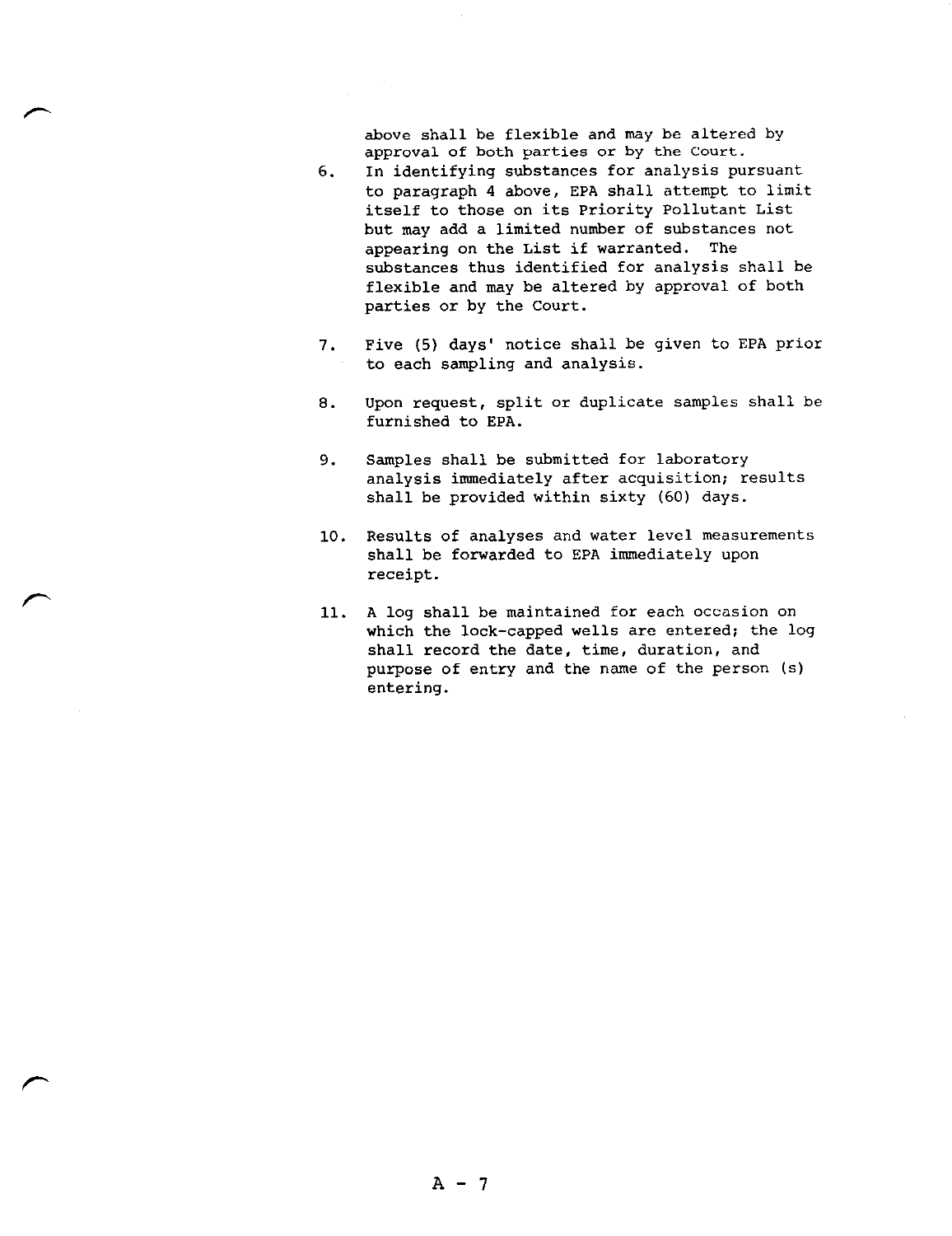above shall be flexible and may be altered by approval of both parties or by the Court.

6. In identifying substances for analysis pursuant to paragraph 4 above, EPA shall attempt to limit itself to those on its Priority Pollutant List but may add a limited number of substances not appearing on the List if warranted. The substances thus identified for analysis shall be flexible and may be altered by approval of both parties or by the Court.

7. Five (5) days' notice shall be given to EPA prior to each sampling and analysis.

8. Upon request, split or duplicate samples shall be furnished to EPA.

9. Samples shall be submitted for laboratory analysis immediately after acquisition; results shall be provided within sixty (60) days.

10. Results of analyses and water level measurements shall be forwarded to EPA immediately upon receipt.

11. A log shall be maintained for each occasion on which the lock-capped wells are entered; the log shall record the date, time, duration, and purpose of entry and the name of the person (s) entering.